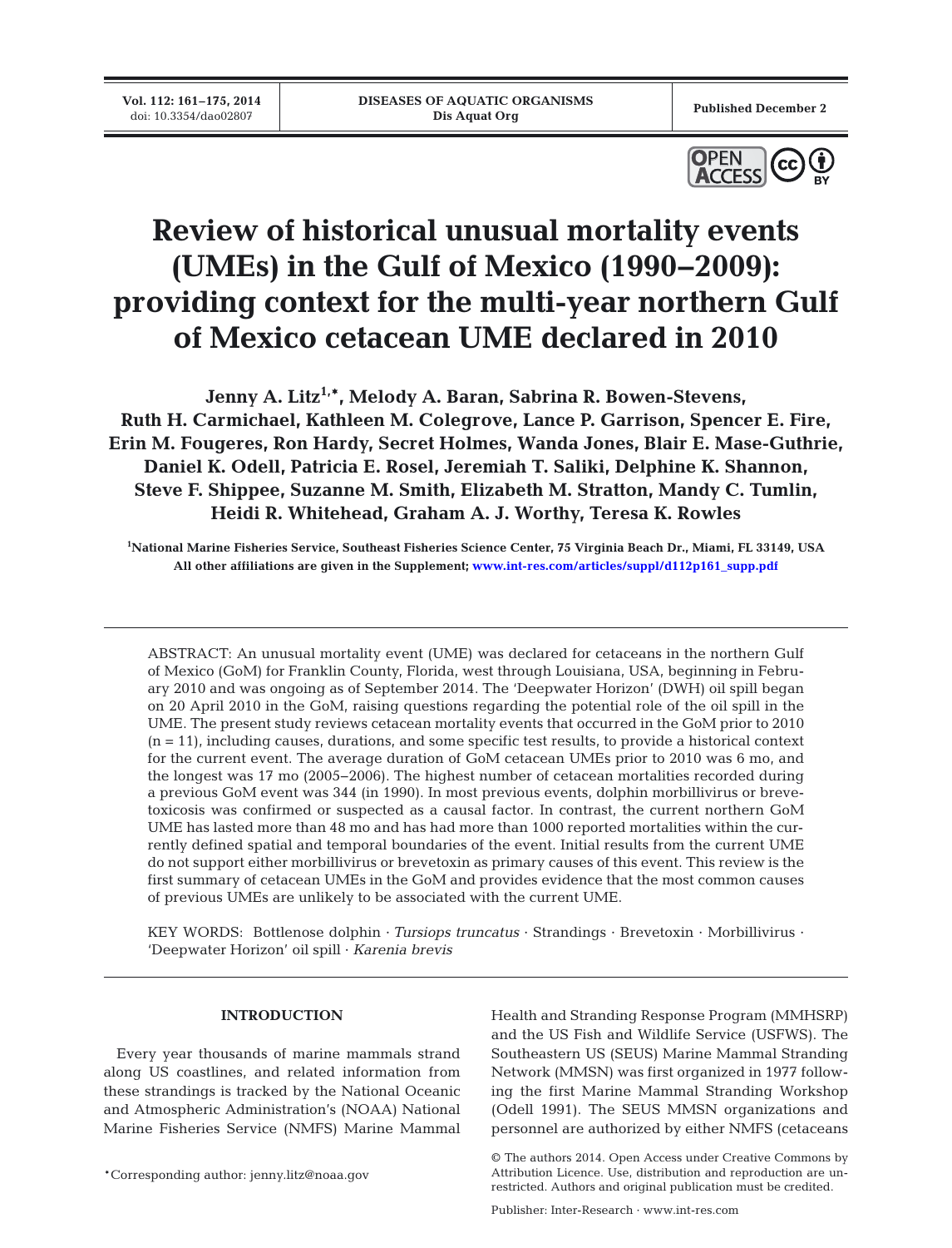# Review of historical unusual mortality events (UMEs) in the Gulf of Mexico (1990–2009): providing context for the multi-year northern Gulf of Mexico cetacean UME declared in 2010

**Jenny A. Litz[1,*], Melody A. Baran, Sabrina R. Bowen-Stevens, Ruth H. Carmichael, Kathleen M. Colegrove, Lance P. Garrison, Spencer E. Fire, Erin M. Fougeres, Ron Hardy, Secret Holmes, Wanda Jones, Blair E. Mase-Guthrie, Daniel K. Odell, Patricia E. Rosel, Jeremiah T. Saliki, Delphine K. Shannon, Steve F. Shippee, Suzanne M. Smith, Elizabeth M. Stratton, Mandy C. Tumlin, Heidi R. Whitehead, Graham A. J. Worthy, Teresa K. Rowles**

[1]National Marine Fisheries Service, Southeast Fisheries Science Center, 75 Virginia Beach Dr., Miami, FL 33149, USA
All other affiliations are given in the Supplement; www.int-res.com/articles/suppl/d112p161_supp.pdf

ABSTRACT: An unusual mortality event (UME) was declared for cetaceans in the northern Gulf of Mexico (GoM) for Franklin County, Florida, west through Louisiana, USA, beginning in February 2010 and was ongoing as of September 2014. The 'Deepwater Horizon' (DWH) oil spill began on 20 April 2010 in the GoM, raising questions regarding the potential role of the oil spill in the UME. The present study reviews cetacean mortality events that occurred in the GoM prior to 2010 (n = 11), including causes, durations, and some specific test results, to provide a historical context for the current event. The average duration of GoM cetacean UMEs prior to 2010 was 6 mo, and the longest was 17 mo (2005–2006). The highest number of cetacean mortalities recorded during a previous GoM event was 344 (in 1990). In most previous events, dolphin morbillivirus or brevetoxicosis was confirmed or suspected as a causal factor. In contrast, the current northern GoM UME has lasted more than 48 mo and has had more than 1000 reported mortalities within the currently defined spatial and temporal boundaries of the event. Initial results from the current UME do not support either morbillivirus or brevetoxin as primary causes of this event. This review is the first summary of cetacean UMEs in the GoM and provides evidence that the most common causes of previous UMEs are unlikely to be associated with the current UME.

KEY WORDS: Bottlenose dolphin · *Tursiops truncatus* · Strandings · Brevetoxin · Morbillivirus · 'Deepwater Horizon' oil spill · *Karenia brevis*

## INTRODUCTION

Every year thousands of marine mammals strand along US coastlines, and related information from these strandings is tracked by the National Oceanic and Atmospheric Administration's (NOAA) National Marine Fisheries Service (NMFS) Marine Mammal Health and Stranding Response Program (MMHSRP) and the US Fish and Wildlife Service (USFWS). The Southeastern US (SEUS) Marine Mammal Stranding Network (MMSN) was first organized in 1977 following the first Marine Mammal Stranding Workshop (Odell 1991). The SEUS MMSN organizations and personnel are authorized by either NMFS (cetaceans

*Corresponding author: jenny.litz@noaa.gov

© The authors 2014. Open Access under Creative Commons by Attribution Licence. Use, distribution and reproduction are unrestricted. Authors and original publication must be credited.

Publisher: Inter-Research · www.int-res.com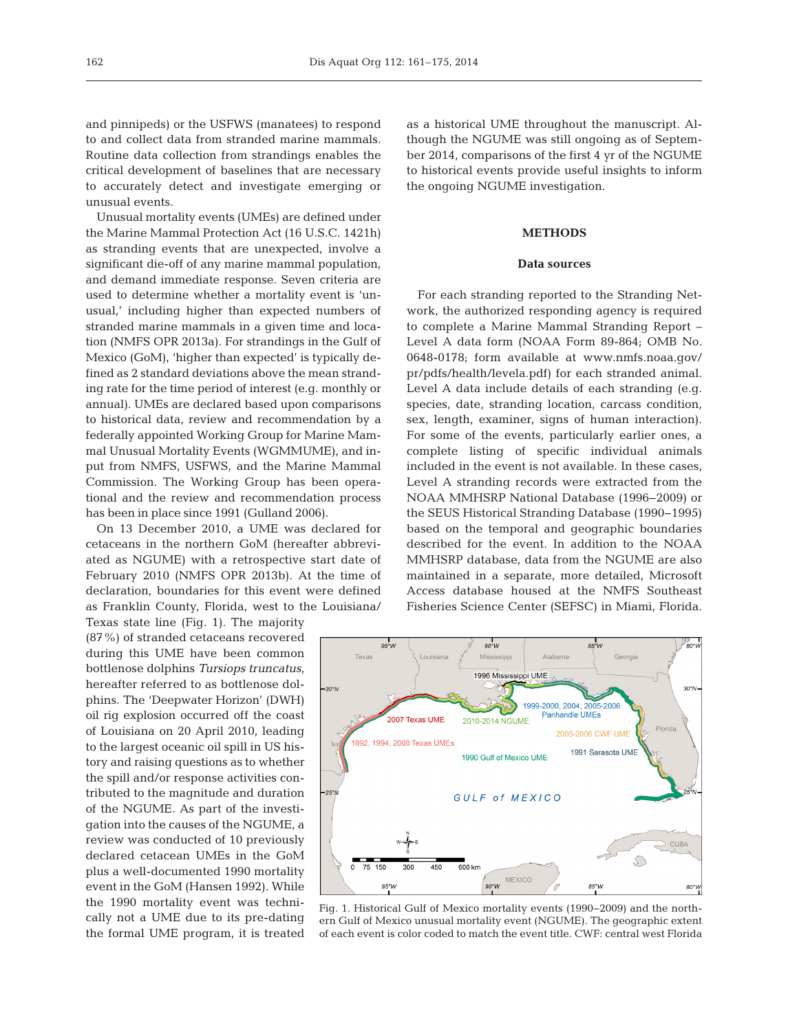and pinnipeds) or the USFWS (manatees) to respond to and collect data from stranded marine mammals. Routine data collection from strandings enables the critical development of baselines that are necessary to accurately detect and investigate emerging or unusual events.

Unusual mortality events (UMEs) are defined under the Marine Mammal Protection Act (16 U.S.C. 1421h) as stranding events that are unexpected, involve a significant die-off of any marine mammal population, and demand immediate response. Seven criteria are used to determine whether a mortality event is 'unusual,' including higher than expected numbers of stranded marine mammals in a given time and location (NMFS OPR 2013a). For strandings in the Gulf of Mexico (GoM), 'higher than expected' is typically defined as 2 standard deviations above the mean stranding rate for the time period of interest (e.g. monthly or annual). UMEs are declared based upon comparisons to historical data, review and recommendation by a federally appointed Working Group for Marine Mammal Unusual Mortality Events (WGMMUME), and input from NMFS, USFWS, and the Marine Mammal Commission. The Working Group has been operational and the review and recommendation process has been in place since 1991 (Gulland 2006).

On 13 December 2010, a UME was declared for cetaceans in the northern GoM (hereafter abbreviated as NGUME) with a retrospective start date of February 2010 (NMFS OPR 2013b). At the time of declaration, boundaries for this event were defined as Franklin County, Florida, west to the Louisiana/Texas state line (Fig. 1). The majority (87%) of stranded cetaceans recovered during this UME have been common bottlenose dolphins *Tursiops truncatus*, hereafter referred to as bottlenose dolphins. The 'Deepwater Horizon' (DWH) oil rig explosion occurred off the coast of Louisiana on 20 April 2010, leading to the largest oceanic oil spill in US history and raising questions as to whether the spill and/or response activities contributed to the magnitude and duration of the NGUME. As part of the investigation into the causes of the NGUME, a review was conducted of 10 previously declared cetacean UMEs in the GoM plus a well-documented 1990 mortality event in the GoM (Hansen 1992). While the 1990 mortality event was technically not a UME due to its pre-dating the formal UME program, it is treated as a historical UME throughout the manuscript. Although the NGUME was still ongoing as of September 2014, comparisons of the first 4 yr of the NGUME to historical events provide useful insights to inform the ongoing NGUME investigation.

## METHODS

### Data sources

For each stranding reported to the Stranding Network, the authorized responding agency is required to complete a Marine Mammal Stranding Report – Level A data form (NOAA Form 89-864; OMB No. 0648-0178; form available at www.nmfs.noaa.gov/pr/pdfs/health/levela.pdf) for each stranded animal. Level A data include details of each stranding (e.g. species, date, stranding location, carcass condition, sex, length, examiner, signs of human interaction). For some of the events, particularly earlier ones, a complete listing of specific individual animals included in the event is not available. In these cases, Level A stranding records were extracted from the NOAA MMHSRP National Database (1996–2009) or the SEUS Historical Stranding Database (1990–1995) based on the temporal and geographic boundaries described for the event. In addition to the NOAA MMHSRP database, data from the NGUME are also maintained in a separate, more detailed, Microsoft Access database housed at the NMFS Southeast Fisheries Science Center (SEFSC) in Miami, Florida.

1996 Mississippi UME
1999-2000, 2004, 2005-2006 Panhandle UMEs
2007 Texas UME
2010-2014 NGUME
2005-2006 CWF UME
1992, 1994, 2008 Texas UMEs
1990 Gulf of Mexico UME
1991 Sarasota UME
GULF of MEXICO

Fig. 1. Historical Gulf of Mexico mortality events (1990–2009) and the northern Gulf of Mexico unusual mortality event (NGUME). The geographic extent of each event is color coded to match the event title. CWF: central west Florida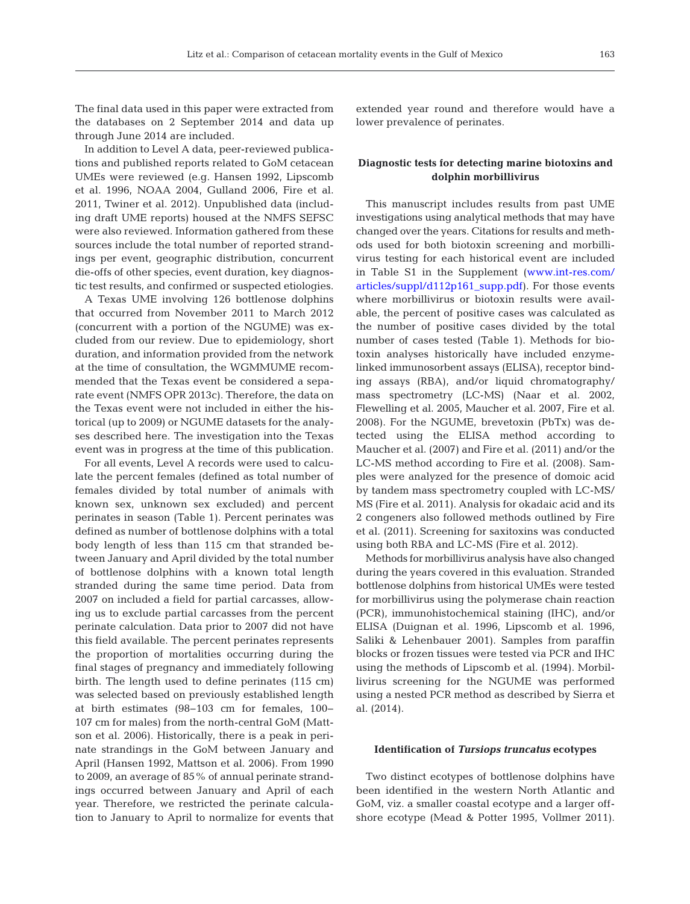The final data used in this paper were extracted from the databases on 2 September 2014 and data up through June 2014 are included.

In addition to Level A data, peer-reviewed publications and published reports related to GoM cetacean UMEs were reviewed (e.g. Hansen 1992, Lipscomb et al. 1996, NOAA 2004, Gulland 2006, Fire et al. 2011, Twiner et al. 2012). Unpublished data (including draft UME reports) housed at the NMFS SEFSC were also reviewed. Information gathered from these sources include the total number of reported strandings per event, geographic distribution, concurrent die-offs of other species, event duration, key diagnostic test results, and confirmed or suspected etiologies.

A Texas UME involving 126 bottlenose dolphins that occurred from November 2011 to March 2012 (concurrent with a portion of the NGUME) was excluded from our review. Due to epidemiology, short duration, and information provided from the network at the time of consultation, the WGMMUME recommended that the Texas event be considered a separate event (NMFS OPR 2013c). Therefore, the data on the Texas event were not included in either the historical (up to 2009) or NGUME datasets for the analyses described here. The investigation into the Texas event was in progress at the time of this publication.

For all events, Level A records were used to calculate the percent females (defined as total number of females divided by total number of animals with known sex, unknown sex excluded) and percent perinates in season (Table 1). Percent perinates was defined as number of bottlenose dolphins with a total body length of less than 115 cm that stranded between January and April divided by the total number of bottlenose dolphins with a known total length stranded during the same time period. Data from 2007 on included a field for partial carcasses, allowing us to exclude partial carcasses from the percent perinate calculation. Data prior to 2007 did not have this field available. The percent perinates represents the proportion of mortalities occurring during the final stages of pregnancy and immediately following birth. The length used to define perinates (115 cm) was selected based on previously established length at birth estimates (98–103 cm for females, 100–107 cm for males) from the north-central GoM (Mattson et al. 2006). Historically, there is a peak in perinate strandings in the GoM between January and April (Hansen 1992, Mattson et al. 2006). From 1990 to 2009, an average of 85% of annual perinate strandings occurred between January and April of each year. Therefore, we restricted the perinate calculation to January to April to normalize for events that extended year round and therefore would have a lower prevalence of perinates.

### Diagnostic tests for detecting marine biotoxins and dolphin morbillivirus

This manuscript includes results from past UME investigations using analytical methods that may have changed over the years. Citations for results and methods used for both biotoxin screening and morbillivirus testing for each historical event are included in Table S1 in the Supplement (www.int-res.com/articles/suppl/d112p161_supp.pdf). For those events where morbillivirus or biotoxin results were available, the percent of positive cases was calculated as the number of positive cases divided by the total number of cases tested (Table 1). Methods for biotoxin analyses historically have included enzyme-linked immunosorbent assays (ELISA), receptor binding assays (RBA), and/or liquid chromatography/mass spectrometry (LC-MS) (Naar et al. 2002, Flewelling et al. 2005, Maucher et al. 2007, Fire et al. 2008). For the NGUME, brevetoxin (PbTx) was detected using the ELISA method according to Maucher et al. (2007) and Fire et al. (2011) and/or the LC-MS method according to Fire et al. (2008). Samples were analyzed for the presence of domoic acid by tandem mass spectrometry coupled with LC-MS/MS (Fire et al. 2011). Analysis for okadaic acid and its 2 congeners also followed methods outlined by Fire et al. (2011). Screening for saxitoxins was conducted using both RBA and LC-MS (Fire et al. 2012).

Methods for morbillivirus analysis have also changed during the years covered in this evaluation. Stranded bottlenose dolphins from historical UMEs were tested for morbillivirus using the polymerase chain reaction (PCR), immunohistochemical staining (IHC), and/or ELISA (Duignan et al. 1996, Lipscomb et al. 1996, Saliki & Lehenbauer 2001). Samples from paraffin blocks or frozen tissues were tested via PCR and IHC using the methods of Lipscomb et al. (1994). Morbillivirus screening for the NGUME was performed using a nested PCR method as described by Sierra et al. (2014).

### Identification of *Tursiops truncatus* ecotypes

Two distinct ecotypes of bottlenose dolphins have been identified in the western North Atlantic and GoM, viz. a smaller coastal ecotype and a larger offshore ecotype (Mead & Potter 1995, Vollmer 2011).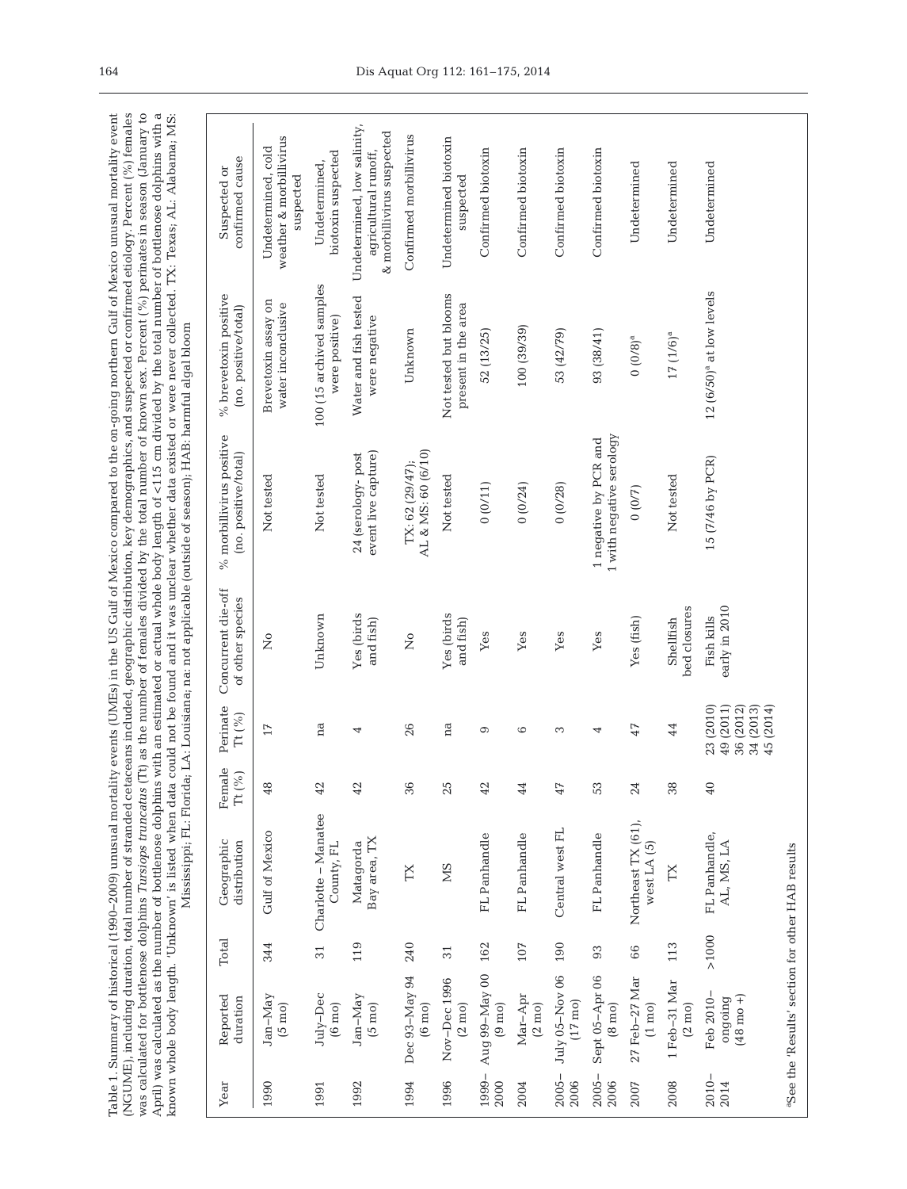Table 1. Summary of historical (1990–2009) unusual mortality events (UMEs) in the US Gulf of Mexico compared to the on-going northern Gulf of Mexico unusual mortality event (NGUME), including duration, total number of stranded cetaceans included, geographic distribution, key demographics, and suspected or confirmed etiology. Percent (%) females was calculated for bottlenose dolphins *Tursiops truncatus* (Tt) as the number of females divided by the total number of known sex. Percent (%) perinates in season (January to April) was calculated as the number of bottlenose dolphins with an estimated or actual whole body length of <115 cm divided by the total number of bottlenose dolphins with a known whole body length. 'Unknown' is listed when data could not be found and it was unclear whether data existed or were never collected. TX: Texas; AL: Alabama; MS: Mississippi; FL: Florida; LA: Louisiana; na: not applicable (outside of season); HAB: harmful algal bloom

| Year | Reported duration | Total | Geographic distribution | Female Tt (%) | Perinate Tt (%) | Concurrent die-off of other species | % morbillivirus positive (no. positive/total) | % brevetoxin positive (no. positive/total) | Suspected or confirmed cause |
|---|---|---|---|---|---|---|---|---|---|
| 1990 | Jan–May (5 mo) | 344 | Gulf of Mexico | 48 | 17 | No | Not tested | Brevetoxin assay on water inconclusive | Undetermined, cold weather & morbillivirus suspected |
| 1991 | July–Dec (6 mo) | 31 | Charlotte – Manatee County, FL | 42 | na | Unknown | Not tested | 100 (15 archived samples were positive) | Undetermined, biotoxin suspected |
| 1992 | Jan–May (5 mo) | 119 | Matagorda Bay area, TX | 42 | 4 | Yes (birds and fish) | 24 (serology- post event live capture) | Water and fish tested were negative | Undetermined, low salinity, agricultural runoff, & morbillivirus suspected |
| 1994 | Dec 93–May 94 (6 mo) | 240 | TX | 36 | 26 | No | TX: 62 (29/47); AL & MS: 60 (6/10) | Unknown | Confirmed morbillivirus |
| 1996 | Nov–Dec 1996 (2 mo) | 31 | MS | 25 | na | Yes (birds and fish) | Not tested | Not tested but blooms present in the area | Undetermined biotoxin suspected |
| 1999–2000 | Aug 99–May 00 (9 mo) | 162 | FL Panhandle | 42 | 9 | Yes | 0 (0/11) | 52 (13/25) | Confirmed biotoxin |
| 2004 | Mar–Apr (2 mo) | 107 | FL Panhandle | 44 | 6 | Yes | 0 (0/24) | 100 (39/39) | Confirmed biotoxin |
| 2005–2006 | July 05–Nov 06 (17 mo) | 190 | Central west FL | 47 | 3 | Yes | 0 (0/28) | 53 (42/79) | Confirmed biotoxin |
| 2005–2006 | Sept 05–Apr 06 (8 mo) | 93 | FL Panhandle | 53 | 4 | Yes | 1 negative by PCR and 1 with negative serology | 93 (38/41) | Confirmed biotoxin |
| 2007 | 27 Feb–27 Mar (1 mo) | 66 | Northeast TX (61), west LA (5) | 24 | 47 | Yes (fish) | 0 (0/7) | 0 (0/8)[a] | Undetermined |
| 2008 | 1 Feb–31 Mar (2 mo) | 113 | TX | 38 | 44 | Shellfish bed closures | Not tested | 17 (1/6)[a] | Undetermined |
| 2010–2014 | Feb 2010–ongoing (48 mo +) | >1000 | FL Panhandle, AL, MS, LA | 40 | 23 (2010) 49 (2011) 36 (2012) 34 (2013) 45 (2014) | Fish kills early in 2010 | 15 (7/46 by PCR) | 12 (6/50)[a] at low levels | Undetermined |

[a]See the 'Results' section for other HAB results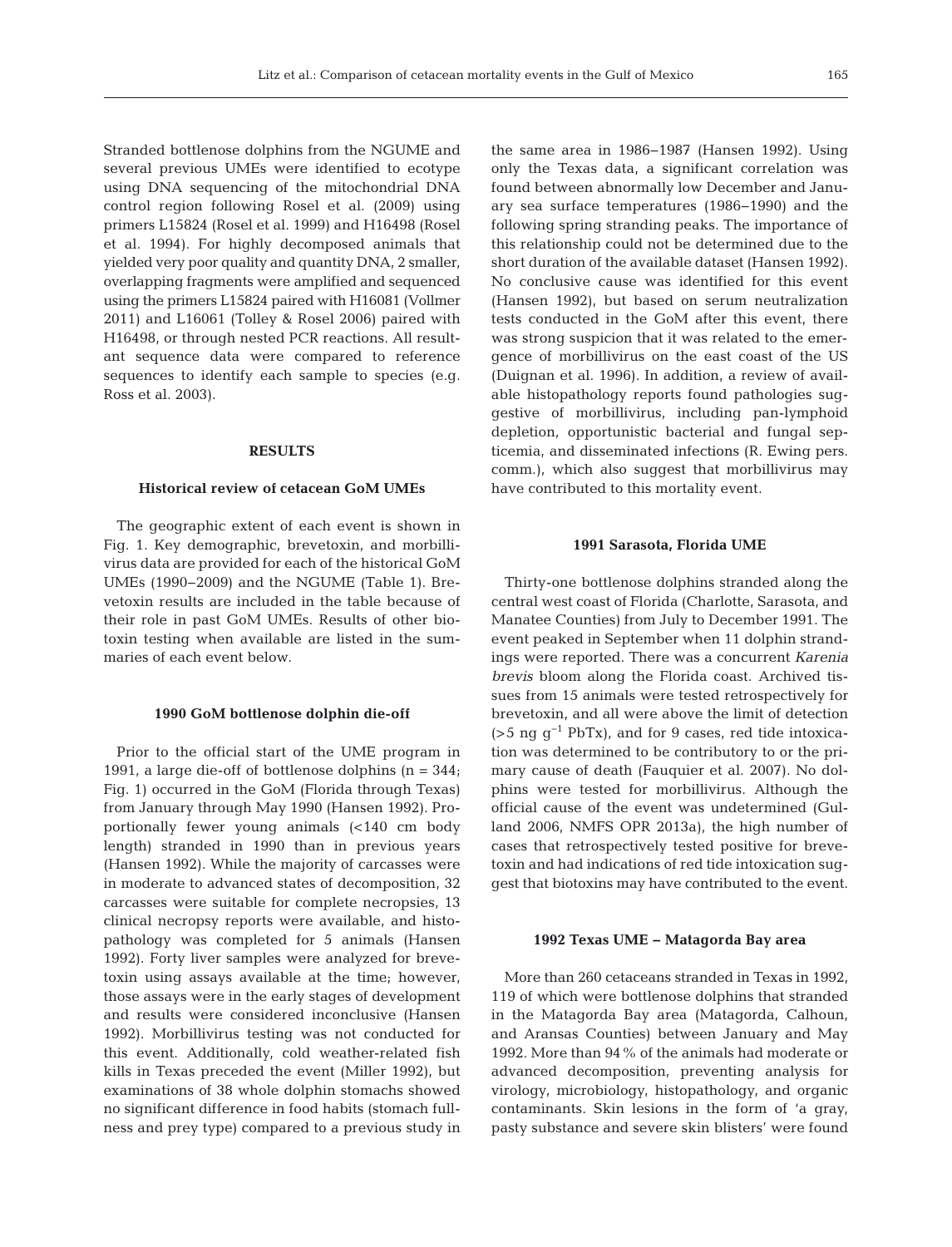Stranded bottlenose dolphins from the NGUME and several previous UMEs were identified to ecotype using DNA sequencing of the mitochondrial DNA control region following Rosel et al. (2009) using primers L15824 (Rosel et al. 1999) and H16498 (Rosel et al. 1994). For highly decomposed animals that yielded very poor quality and quantity DNA, 2 smaller, overlapping fragments were amplified and sequenced using the primers L15824 paired with H16081 (Vollmer 2011) and L16061 (Tolley & Rosel 2006) paired with H16498, or through nested PCR reactions. All resultant sequence data were compared to reference sequences to identify each sample to species (e.g. Ross et al. 2003).

## RESULTS

### Historical review of cetacean GoM UMEs

The geographic extent of each event is shown in Fig. 1. Key demographic, brevetoxin, and morbillivirus data are provided for each of the historical GoM UMEs (1990–2009) and the NGUME (Table 1). Brevetoxin results are included in the table because of their role in past GoM UMEs. Results of other biotoxin testing when available are listed in the summaries of each event below.

#### 1990 GoM bottlenose dolphin die-off

Prior to the official start of the UME program in 1991, a large die-off of bottlenose dolphins (n = 344; Fig. 1) occurred in the GoM (Florida through Texas) from January through May 1990 (Hansen 1992). Proportionally fewer young animals (<140 cm body length) stranded in 1990 than in previous years (Hansen 1992). While the majority of carcasses were in moderate to advanced states of decomposition, 32 carcasses were suitable for complete necropsies, 13 clinical necropsy reports were available, and histopathology was completed for 5 animals (Hansen 1992). Forty liver samples were analyzed for brevetoxin using assays available at the time; however, those assays were in the early stages of development and results were considered inconclusive (Hansen 1992). Morbillivirus testing was not conducted for this event. Additionally, cold weather-related fish kills in Texas preceded the event (Miller 1992), but examinations of 38 whole dolphin stomachs showed no significant difference in food habits (stomach fullness and prey type) compared to a previous study in the same area in 1986–1987 (Hansen 1992). Using only the Texas data, a significant correlation was found between abnormally low December and January sea surface temperatures (1986–1990) and the following spring stranding peaks. The importance of this relationship could not be determined due to the short duration of the available dataset (Hansen 1992). No conclusive cause was identified for this event (Hansen 1992), but based on serum neutralization tests conducted in the GoM after this event, there was strong suspicion that it was related to the emergence of morbillivirus on the east coast of the US (Duignan et al. 1996). In addition, a review of available histopathology reports found pathologies suggestive of morbillivirus, including pan-lymphoid depletion, opportunistic bacterial and fungal septicemia, and disseminated infections (R. Ewing pers. comm.), which also suggest that morbillivirus may have contributed to this mortality event.

#### 1991 Sarasota, Florida UME

Thirty-one bottlenose dolphins stranded along the central west coast of Florida (Charlotte, Sarasota, and Manatee Counties) from July to December 1991. The event peaked in September when 11 dolphin strandings were reported. There was a concurrent *Karenia brevis* bloom along the Florida coast. Archived tissues from 15 animals were tested retrospectively for brevetoxin, and all were above the limit of detection (>5 ng $g^{-1}$ PbTx), and for 9 cases, red tide intoxication was determined to be contributory to or the primary cause of death (Fauquier et al. 2007). No dolphins were tested for morbillivirus. Although the official cause of the event was undetermined (Gulland 2006, NMFS OPR 2013a), the high number of cases that retrospectively tested positive for brevetoxin and had indications of red tide intoxication suggest that biotoxins may have contributed to the event.

#### 1992 Texas UME – Matagorda Bay area

More than 260 cetaceans stranded in Texas in 1992, 119 of which were bottlenose dolphins that stranded in the Matagorda Bay area (Matagorda, Calhoun, and Aransas Counties) between January and May 1992. More than 94% of the animals had moderate or advanced decomposition, preventing analysis for virology, microbiology, histopathology, and organic contaminants. Skin lesions in the form of 'a gray, pasty substance and severe skin blisters' were found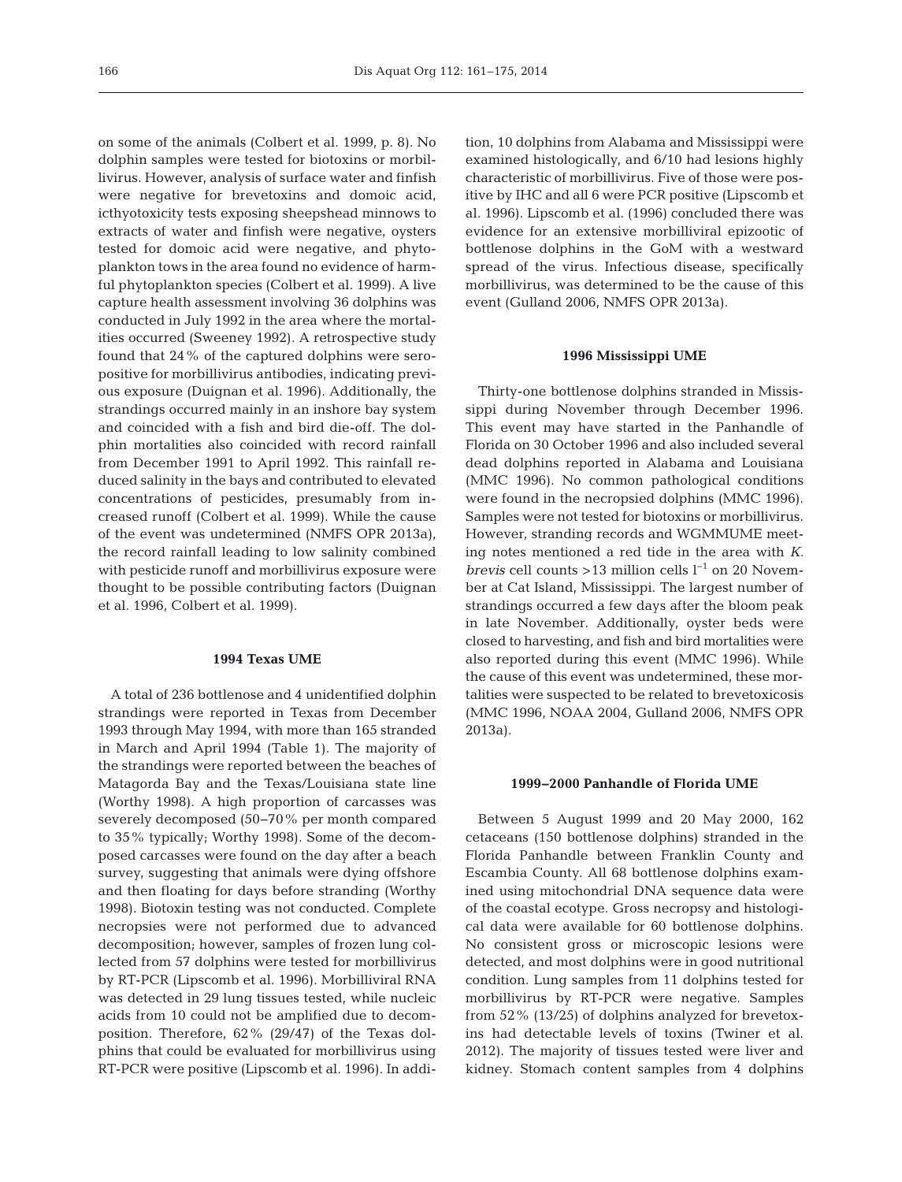on some of the animals (Colbert et al. 1999, p. 8). No dolphin samples were tested for biotoxins or morbillivirus. However, analysis of surface water and finfish were negative for brevetoxins and domoic acid, icthyotoxicity tests exposing sheepshead minnows to extracts of water and finfish were negative, oysters tested for domoic acid were negative, and phytoplankton tows in the area found no evidence of harmful phytoplankton species (Colbert et al. 1999). A live capture health assessment involving 36 dolphins was conducted in July 1992 in the area where the mortalities occurred (Sweeney 1992). A retrospective study found that 24% of the captured dolphins were seropositive for morbillivirus antibodies, indicating previous exposure (Duignan et al. 1996). Additionally, the strandings occurred mainly in an inshore bay system and coincided with a fish and bird die-off. The dolphin mortalities also coincided with record rainfall from December 1991 to April 1992. This rainfall reduced salinity in the bays and contributed to elevated concentrations of pesticides, presumably from increased runoff (Colbert et al. 1999). While the cause of the event was undetermined (NMFS OPR 2013a), the record rainfall leading to low salinity combined with pesticide runoff and morbillivirus exposure were thought to be possible contributing factors (Duignan et al. 1996, Colbert et al. 1999).

## 1994 Texas UME

A total of 236 bottlenose and 4 unidentified dolphin strandings were reported in Texas from December 1993 through May 1994, with more than 165 stranded in March and April 1994 (Table 1). The majority of the strandings were reported between the beaches of Matagorda Bay and the Texas/Louisiana state line (Worthy 1998). A high proportion of carcasses was severely decomposed (50–70% per month compared to 35% typically; Worthy 1998). Some of the decomposed carcasses were found on the day after a beach survey, suggesting that animals were dying offshore and then floating for days before stranding (Worthy 1998). Biotoxin testing was not conducted. Complete necropsies were not performed due to advanced decomposition; however, samples of frozen lung collected from 57 dolphins were tested for morbillivirus by RT-PCR (Lipscomb et al. 1996). Morbilliviral RNA was detected in 29 lung tissues tested, while nucleic acids from 10 could not be amplified due to decomposition. Therefore, 62% (29/47) of the Texas dolphins that could be evaluated for morbillivirus using RT-PCR were positive (Lipscomb et al. 1996). In addition, 10 dolphins from Alabama and Mississippi were examined histologically, and 6/10 had lesions highly characteristic of morbillivirus. Five of those were positive by IHC and all 6 were PCR positive (Lipscomb et al. 1996). Lipscomb et al. (1996) concluded there was evidence for an extensive morbilliviral epizootic of bottlenose dolphins in the GoM with a westward spread of the virus. Infectious disease, specifically morbillivirus, was determined to be the cause of this event (Gulland 2006, NMFS OPR 2013a).

## 1996 Mississippi UME

Thirty-one bottlenose dolphins stranded in Mississippi during November through December 1996. This event may have started in the Panhandle of Florida on 30 October 1996 and also included several dead dolphins reported in Alabama and Louisiana (MMC 1996). No common pathological conditions were found in the necropsied dolphins (MMC 1996). Samples were not tested for biotoxins or morbillivirus. However, stranding records and WGMMUME meeting notes mentioned a red tide in the area with *K. brevis* cell counts >13 million cells $l^{-1}$ on 20 November at Cat Island, Mississippi. The largest number of strandings occurred a few days after the bloom peak in late November. Additionally, oyster beds were closed to harvesting, and fish and bird mortalities were also reported during this event (MMC 1996). While the cause of this event was undetermined, these mortalities were suspected to be related to brevetoxicosis (MMC 1996, NOAA 2004, Gulland 2006, NMFS OPR 2013a).

## 1999–2000 Panhandle of Florida UME

Between 5 August 1999 and 20 May 2000, 162 cetaceans (150 bottlenose dolphins) stranded in the Florida Panhandle between Franklin County and Escambia County. All 68 bottlenose dolphins examined using mitochondrial DNA sequence data were of the coastal ecotype. Gross necropsy and histological data were available for 60 bottlenose dolphins. No consistent gross or microscopic lesions were detected, and most dolphins were in good nutritional condition. Lung samples from 11 dolphins tested for morbillivirus by RT-PCR were negative. Samples from 52% (13/25) of dolphins analyzed for brevetoxins had detectable levels of toxins (Twiner et al. 2012). The majority of tissues tested were liver and kidney. Stomach content samples from 4 dolphins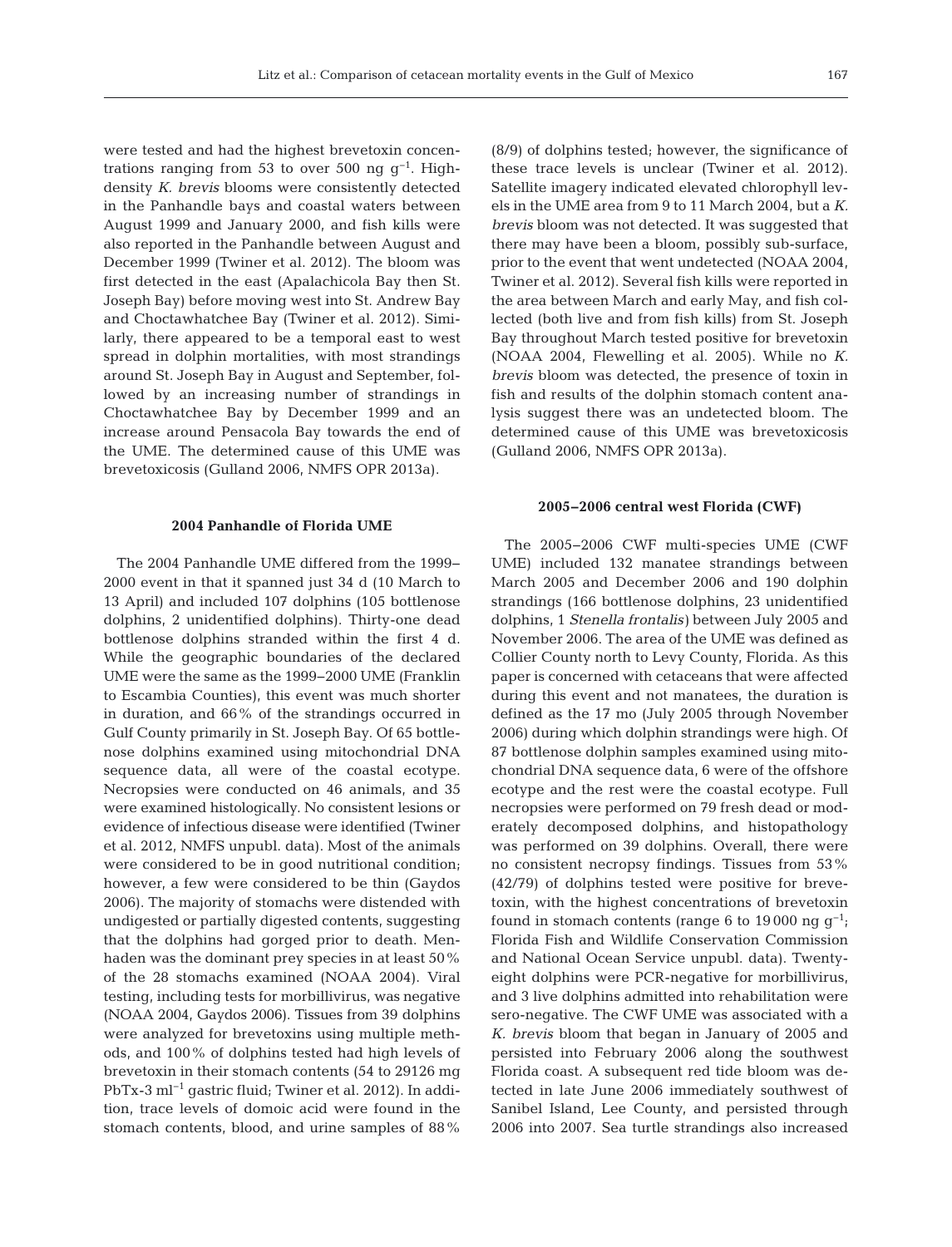were tested and had the highest brevetoxin concentrations ranging from 53 to over 500 ng $g^{-1}$. High-density *K. brevis* blooms were consistently detected in the Panhandle bays and coastal waters between August 1999 and January 2000, and fish kills were also reported in the Panhandle between August and December 1999 (Twiner et al. 2012). The bloom was first detected in the east (Apalachicola Bay then St. Joseph Bay) before moving west into St. Andrew Bay and Choctawhatchee Bay (Twiner et al. 2012). Similarly, there appeared to be a temporal east to west spread in dolphin mortalities, with most strandings around St. Joseph Bay in August and September, followed by an increasing number of strandings in Choctawhatchee Bay by December 1999 and an increase around Pensacola Bay towards the end of the UME. The determined cause of this UME was brevetoxicosis (Gulland 2006, NMFS OPR 2013a).

### 2004 Panhandle of Florida UME

The 2004 Panhandle UME differed from the 1999–2000 event in that it spanned just 34 d (10 March to 13 April) and included 107 dolphins (105 bottlenose dolphins, 2 unidentified dolphins). Thirty-one dead bottlenose dolphins stranded within the first 4 d. While the geographic boundaries of the declared UME were the same as the 1999–2000 UME (Franklin to Escambia Counties), this event was much shorter in duration, and 66% of the strandings occurred in Gulf County primarily in St. Joseph Bay. Of 65 bottlenose dolphins examined using mitochondrial DNA sequence data, all were of the coastal ecotype. Necropsies were conducted on 46 animals, and 35 were examined histologically. No consistent lesions or evidence of infectious disease were identified (Twiner et al. 2012, NMFS unpubl. data). Most of the animals were considered to be in good nutritional condition; however, a few were considered to be thin (Gaydos 2006). The majority of stomachs were distended with undigested or partially digested contents, suggesting that the dolphins had gorged prior to death. Menhaden was the dominant prey species in at least 50% of the 28 stomachs examined (NOAA 2004). Viral testing, including tests for morbillivirus, was negative (NOAA 2004, Gaydos 2006). Tissues from 39 dolphins were analyzed for brevetoxins using multiple methods, and 100% of dolphins tested had high levels of brevetoxin in their stomach contents (54 to 29126 mg PbTx-3 $ml^{-1}$ gastric fluid; Twiner et al. 2012). In addition, trace levels of domoic acid were found in the stomach contents, blood, and urine samples of 88% (8/9) of dolphins tested; however, the significance of these trace levels is unclear (Twiner et al. 2012). Satellite imagery indicated elevated chlorophyll levels in the UME area from 9 to 11 March 2004, but a *K. brevis* bloom was not detected. It was suggested that there may have been a bloom, possibly sub-surface, prior to the event that went undetected (NOAA 2004, Twiner et al. 2012). Several fish kills were reported in the area between March and early May, and fish collected (both live and from fish kills) from St. Joseph Bay throughout March tested positive for brevetoxin (NOAA 2004, Flewelling et al. 2005). While no *K. brevis* bloom was detected, the presence of toxin in fish and results of the dolphin stomach content analysis suggest there was an undetected bloom. The determined cause of this UME was brevetoxicosis (Gulland 2006, NMFS OPR 2013a).

### 2005–2006 central west Florida (CWF)

The 2005–2006 CWF multi-species UME (CWF UME) included 132 manatee strandings between March 2005 and December 2006 and 190 dolphin strandings (166 bottlenose dolphins, 23 unidentified dolphins, 1 *Stenella frontalis*) between July 2005 and November 2006. The area of the UME was defined as Collier County north to Levy County, Florida. As this paper is concerned with cetaceans that were affected during this event and not manatees, the duration is defined as the 17 mo (July 2005 through November 2006) during which dolphin strandings were high. Of 87 bottlenose dolphin samples examined using mitochondrial DNA sequence data, 6 were of the offshore ecotype and the rest were the coastal ecotype. Full necropsies were performed on 79 fresh dead or moderately decomposed dolphins, and histopathology was performed on 39 dolphins. Overall, there were no consistent necropsy findings. Tissues from 53% (42/79) of dolphins tested were positive for brevetoxin, with the highest concentrations of brevetoxin found in stomach contents (range 6 to 19000 ng $g^{-1}$; Florida Fish and Wildlife Conservation Commission and National Ocean Service unpubl. data). Twenty-eight dolphins were PCR-negative for morbillivirus, and 3 live dolphins admitted into rehabilitation were sero-negative. The CWF UME was associated with a *K. brevis* bloom that began in January of 2005 and persisted into February 2006 along the southwest Florida coast. A subsequent red tide bloom was detected in late June 2006 immediately southwest of Sanibel Island, Lee County, and persisted through 2006 into 2007. Sea turtle strandings also increased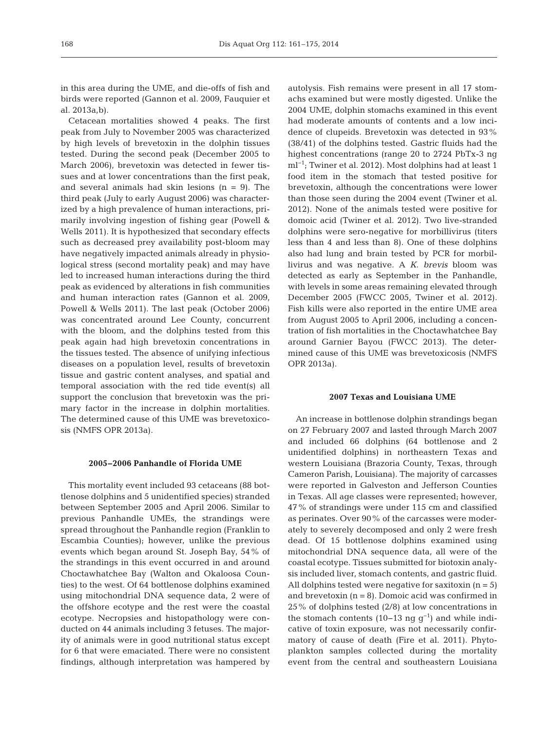in this area during the UME, and die-offs of fish and birds were reported (Gannon et al. 2009, Fauquier et al. 2013a,b).

Cetacean mortalities showed 4 peaks. The first peak from July to November 2005 was characterized by high levels of brevetoxin in the dolphin tissues tested. During the second peak (December 2005 to March 2006), brevetoxin was detected in fewer tissues and at lower concentrations than the first peak, and several animals had skin lesions (n = 9). The third peak (July to early August 2006) was characterized by a high prevalence of human interactions, primarily involving ingestion of fishing gear (Powell & Wells 2011). It is hypothesized that secondary effects such as decreased prey availability post-bloom may have negatively impacted animals already in physiological stress (second mortality peak) and may have led to increased human interactions during the third peak as evidenced by alterations in fish communities and human interaction rates (Gannon et al. 2009, Powell & Wells 2011). The last peak (October 2006) was concentrated around Lee County, concurrent with the bloom, and the dolphins tested from this peak again had high brevetoxin concentrations in the tissues tested. The absence of unifying infectious diseases on a population level, results of brevetoxin tissue and gastric content analyses, and spatial and temporal association with the red tide event(s) all support the conclusion that brevetoxin was the primary factor in the increase in dolphin mortalities. The determined cause of this UME was brevetoxicosis (NMFS OPR 2013a).

### 2005–2006 Panhandle of Florida UME

This mortality event included 93 cetaceans (88 bottlenose dolphins and 5 unidentified species) stranded between September 2005 and April 2006. Similar to previous Panhandle UMEs, the strandings were spread throughout the Panhandle region (Franklin to Escambia Counties); however, unlike the previous events which began around St. Joseph Bay, 54% of the strandings in this event occurred in and around Choctawhatchee Bay (Walton and Okaloosa Counties) to the west. Of 64 bottlenose dolphins examined using mitochondrial DNA sequence data, 2 were of the offshore ecotype and the rest were the coastal ecotype. Necropsies and histopathology were conducted on 44 animals including 3 fetuses. The majority of animals were in good nutritional status except for 6 that were emaciated. There were no consistent findings, although interpretation was hampered by autolysis. Fish remains were present in all 17 stomachs examined but were mostly digested. Unlike the 2004 UME, dolphin stomachs examined in this event had moderate amounts of contents and a low incidence of clupeids. Brevetoxin was detected in 93% (38/41) of the dolphins tested. Gastric fluids had the highest concentrations (range 20 to 2724 PbTx-3 ng ml$^{-1}$; Twiner et al. 2012). Most dolphins had at least 1 food item in the stomach that tested positive for brevetoxin, although the concentrations were lower than those seen during the 2004 event (Twiner et al. 2012). None of the animals tested were positive for domoic acid (Twiner et al. 2012). Two live-stranded dolphins were sero-negative for morbillivirus (titers less than 4 and less than 8). One of these dolphins also had lung and brain tested by PCR for morbillivirus and was negative. A *K. brevis* bloom was detected as early as September in the Panhandle, with levels in some areas remaining elevated through December 2005 (FWCC 2005, Twiner et al. 2012). Fish kills were also reported in the entire UME area from August 2005 to April 2006, including a concentration of fish mortalities in the Choctawhatchee Bay around Garnier Bayou (FWCC 2013). The determined cause of this UME was brevetoxicosis (NMFS OPR 2013a).

### 2007 Texas and Louisiana UME

An increase in bottlenose dolphin strandings began on 27 February 2007 and lasted through March 2007 and included 66 dolphins (64 bottlenose and 2 unidentified dolphins) in northeastern Texas and western Louisiana (Brazoria County, Texas, through Cameron Parish, Louisiana). The majority of carcasses were reported in Galveston and Jefferson Counties in Texas. All age classes were represented; however, 47% of strandings were under 115 cm and classified as perinates. Over 90% of the carcasses were moderately to severely decomposed and only 2 were fresh dead. Of 15 bottlenose dolphins examined using mitochondrial DNA sequence data, all were of the coastal ecotype. Tissues submitted for biotoxin analysis included liver, stomach contents, and gastric fluid. All dolphins tested were negative for saxitoxin (n = 5) and brevetoxin (n = 8). Domoic acid was confirmed in 25% of dolphins tested (2/8) at low concentrations in the stomach contents (10–13 ng g$^{-1}$) and while indicative of toxin exposure, was not necessarily confirmatory of cause of death (Fire et al. 2011). Phytoplankton samples collected during the mortality event from the central and southeastern Louisiana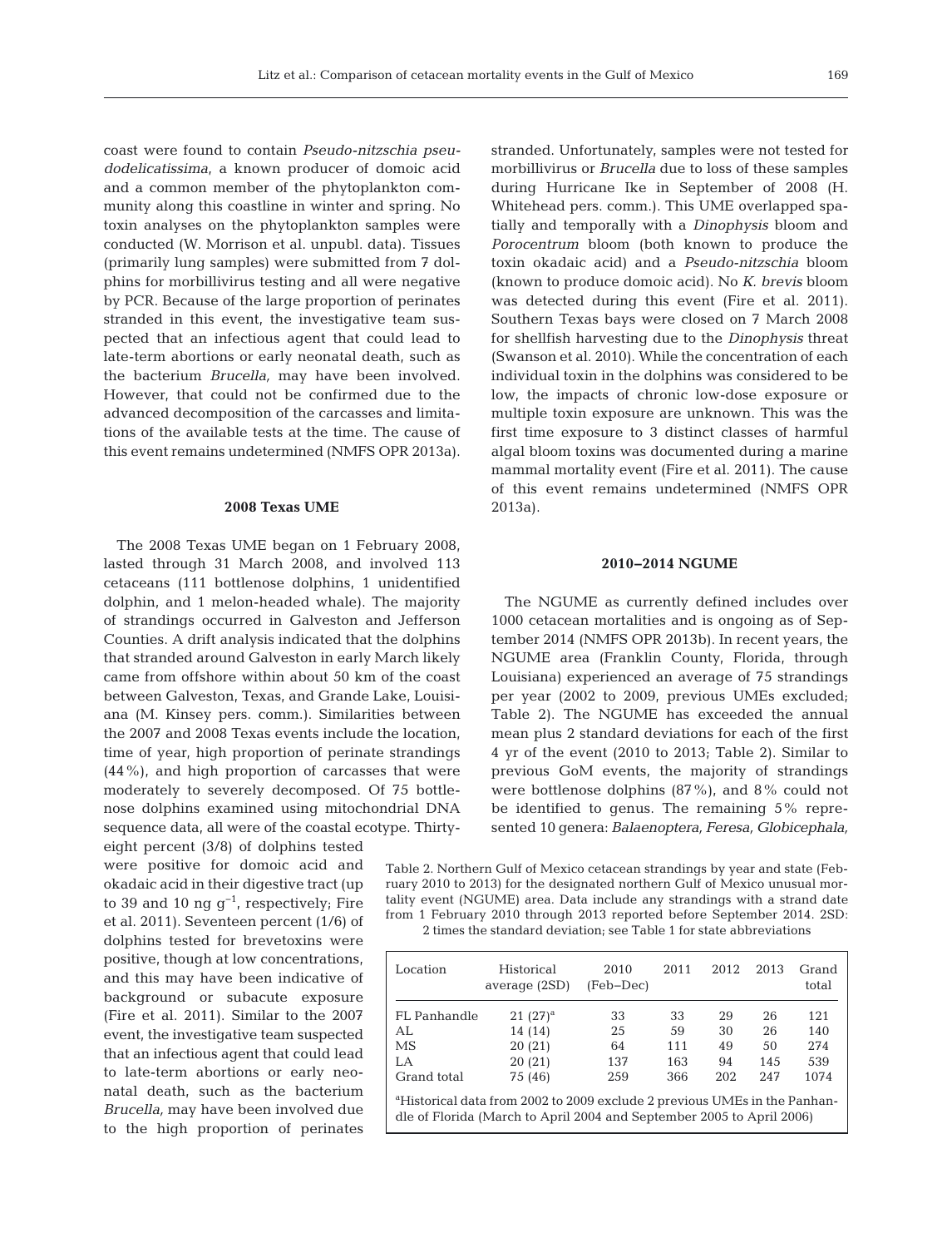coast were found to contain *Pseudo-nitzschia pseudodelicatissima*, a known producer of domoic acid and a common member of the phytoplankton community along this coastline in winter and spring. No toxin analyses on the phytoplankton samples were conducted (W. Morrison et al. unpubl. data). Tissues (primarily lung samples) were submitted from 7 dolphins for morbillivirus testing and all were negative by PCR. Because of the large proportion of perinates stranded in this event, the investigative team suspected that an infectious agent that could lead to late-term abortions or early neonatal death, such as the bacterium *Brucella,* may have been involved. However, that could not be confirmed due to the advanced decomposition of the carcasses and limitations of the available tests at the time. The cause of this event remains undetermined (NMFS OPR 2013a).

### 2008 Texas UME

The 2008 Texas UME began on 1 February 2008, lasted through 31 March 2008, and involved 113 cetaceans (111 bottlenose dolphins, 1 unidentified dolphin, and 1 melon-headed whale). The majority of strandings occurred in Galveston and Jefferson Counties. A drift analysis indicated that the dolphins that stranded around Galveston in early March likely came from offshore within about 50 km of the coast between Galveston, Texas, and Grande Lake, Louisiana (M. Kinsey pers. comm.). Similarities between the 2007 and 2008 Texas events include the location, time of year, high proportion of perinate strandings (44%), and high proportion of carcasses that were moderately to severely decomposed. Of 75 bottlenose dolphins examined using mitochondrial DNA sequence data, all were of the coastal ecotype. Thirty-eight percent (3/8) of dolphins tested were positive for domoic acid and okadaic acid in their digestive tract (up to 39 and 10 ng $g^{-1}$, respectively; Fire et al. 2011). Seventeen percent (1/6) of dolphins tested for brevetoxins were positive, though at low concentrations, and this may have been indicative of background or subacute exposure (Fire et al. 2011). Similar to the 2007 event, the investigative team suspected that an infectious agent that could lead to late-term abortions or early neonatal death, such as the bacterium *Brucella,* may have been involved due to the high proportion of perinates stranded. Unfortunately, samples were not tested for morbillivirus or *Brucella* due to loss of these samples during Hurricane Ike in September of 2008 (H. Whitehead pers. comm.). This UME overlapped spatially and temporally with a *Dinophysis* bloom and *Porocentrum* bloom (both known to produce the toxin okadaic acid) and a *Pseudo-nitzschia* bloom (known to produce domoic acid). No *K. brevis* bloom was detected during this event (Fire et al. 2011). Southern Texas bays were closed on 7 March 2008 for shellfish harvesting due to the *Dinophysis* threat (Swanson et al. 2010). While the concentration of each individual toxin in the dolphins was considered to be low, the impacts of chronic low-dose exposure or multiple toxin exposure are unknown. This was the first time exposure to 3 distinct classes of harmful algal bloom toxins was documented during a marine mammal mortality event (Fire et al. 2011). The cause of this event remains undetermined (NMFS OPR 2013a).

### 2010–2014 NGUME

The NGUME as currently defined includes over 1000 cetacean mortalities and is ongoing as of September 2014 (NMFS OPR 2013b). In recent years, the NGUME area (Franklin County, Florida, through Louisiana) experienced an average of 75 strandings per year (2002 to 2009, previous UMEs excluded; Table 2). The NGUME has exceeded the annual mean plus 2 standard deviations for each of the first 4 yr of the event (2010 to 2013; Table 2). Similar to previous GoM events, the majority of strandings were bottlenose dolphins (87%), and 8% could not be identified to genus. The remaining 5% represented 10 genera: *Balaenoptera, Feresa, Globicephala,*

Table 2. Northern Gulf of Mexico cetacean strandings by year and state (February 2010 to 2013) for the designated northern Gulf of Mexico unusual mortality event (NGUME) area. Data include any strandings with a strand date from 1 February 2010 through 2013 reported before September 2014. 2SD: 2 times the standard deviation; see Table 1 for state abbreviations

| Location | Historical average (2SD) | 2010 (Feb–Dec) | 2011 | 2012 | 2013 | Grand total |
|---|---|---|---|---|---|---|
| FL Panhandle | 21 (27)[a] | 33 | 33 | 29 | 26 | 121 |
| AL | 14 (14) | 25 | 59 | 30 | 26 | 140 |
| MS | 20 (21) | 64 | 111 | 49 | 50 | 274 |
| LA | 20 (21) | 137 | 163 | 94 | 145 | 539 |
| Grand total | 75 (46) | 259 | 366 | 202 | 247 | 1074 |

[a]Historical data from 2002 to 2009 exclude 2 previous UMEs in the Panhandle of Florida (March to April 2004 and September 2005 to April 2006)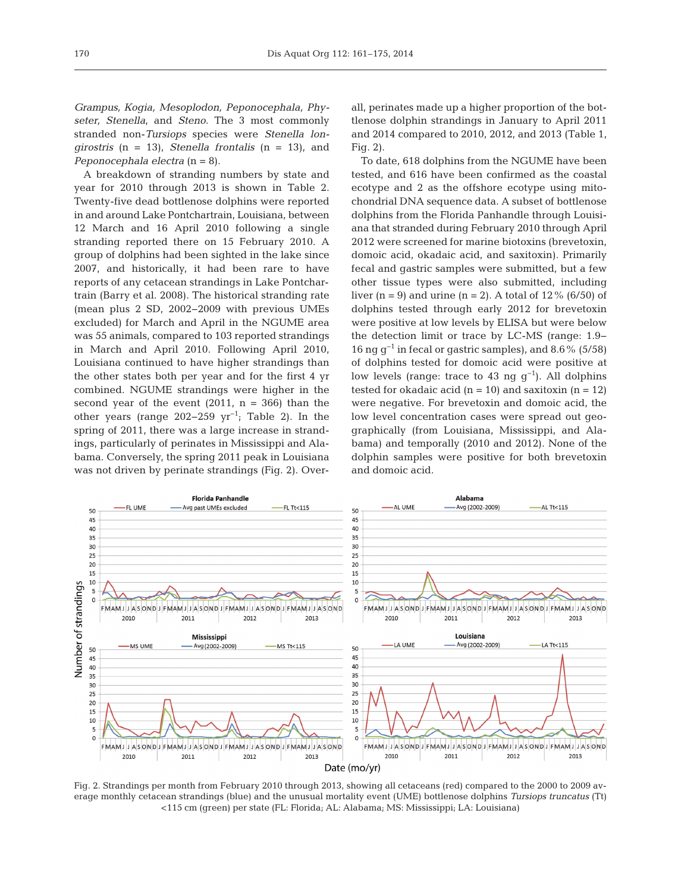*Grampus, Kogia, Mesoplodon, Peponocephala, Physeter, Stenella*, and *Steno*. The 3 most commonly stranded non-*Tursiops* species were *Stenella longirostris* (n = 13), *Stenella frontalis* (n = 13), and *Peponocephala electra* (n = 8).

A breakdown of stranding numbers by state and year for 2010 through 2013 is shown in Table 2. Twenty-five dead bottlenose dolphins were reported in and around Lake Pontchartrain, Louisiana, between 12 March and 16 April 2010 following a single stranding reported there on 15 February 2010. A group of dolphins had been sighted in the lake since 2007, and historically, it had been rare to have reports of any cetacean strandings in Lake Pontchartrain (Barry et al. 2008). The historical stranding rate (mean plus 2 SD, 2002–2009 with previous UMEs excluded) for March and April in the NGUME area was 55 animals, compared to 103 reported strandings in March and April 2010. Following April 2010, Louisiana continued to have higher strandings than the other states both per year and for the first 4 yr combined. NGUME strandings were higher in the second year of the event (2011, n = 366) than the other years (range 202–259 $yr^{-1}$; Table 2). In the spring of 2011, there was a large increase in strandings, particularly of perinates in Mississippi and Alabama. Conversely, the spring 2011 peak in Louisiana was not driven by perinate strandings (Fig. 2). Overall, perinates made up a higher proportion of the bottlenose dolphin strandings in January to April 2011 and 2014 compared to 2010, 2012, and 2013 (Table 1, Fig. 2).

To date, 618 dolphins from the NGUME have been tested, and 616 have been confirmed as the coastal ecotype and 2 as the offshore ecotype using mitochondrial DNA sequence data. A subset of bottlenose dolphins from the Florida Panhandle through Louisiana that stranded during February 2010 through April 2012 were screened for marine biotoxins (brevetoxin, domoic acid, okadaic acid, and saxitoxin). Primarily fecal and gastric samples were submitted, but a few other tissue types were also submitted, including liver (n = 9) and urine (n = 2). A total of 12% (6/50) of dolphins tested through early 2012 for brevetoxin were positive at low levels by ELISA but were below the detection limit or trace by LC-MS (range: 1.9–16 ng $g^{-1}$ in fecal or gastric samples), and 8.6% (5/58) of dolphins tested for domoic acid were positive at low levels (range: trace to 43 ng $g^{-1}$). All dolphins tested for okadaic acid (n = 10) and saxitoxin (n = 12) were negative. For brevetoxin and domoic acid, the low level concentration cases were spread out geographically (from Louisiana, Mississippi, and Alabama) and temporally (2010 and 2012). None of the dolphin samples were positive for both brevetoxin and domoic acid.

Florida Panhandle
FL UME
Avg past UMEs excluded
FL Tt<115

Alabama
AL UME
Avg (2002-2009)
AL Tt<115

Mississippi
MS UME
Avg (2002-2009)
MS Tt<115

Louisiana
LA UME
Avg (2002-2009)
LA Tt<115

Number of strandings
0 5 10 15 20 25 30 35 40 45 50
FMAMJ J ASOND J FMAMJ J ASOND J FMAMJ J ASOND J FMAMJ J ASOND
2010 2011 2012 2013
Date (mo/yr)

Fig. 2. Strandings per month from February 2010 through 2013, showing all cetaceans (red) compared to the 2000 to 2009 average monthly cetacean strandings (blue) and the unusual mortality event (UME) bottlenose dolphins *Tursiops truncatus* (Tt) <115 cm (green) per state (FL: Florida; AL: Alabama; MS: Mississippi; LA: Louisiana)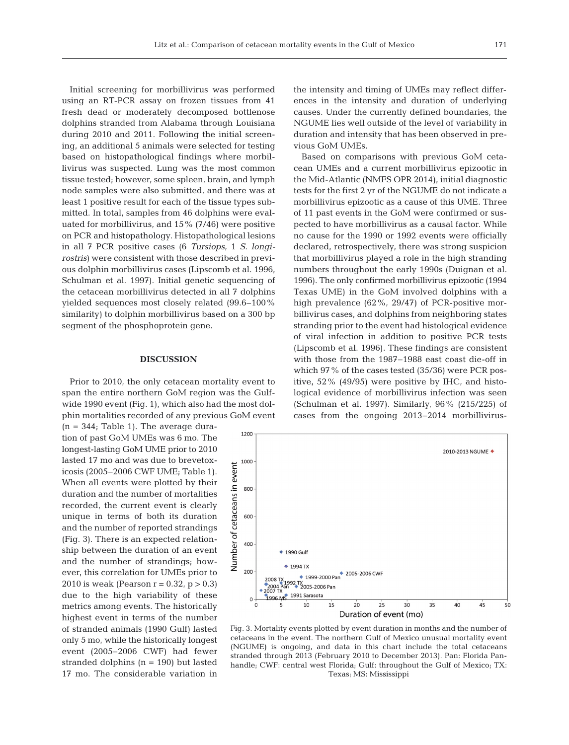Initial screening for morbillivirus was performed using an RT-PCR assay on frozen tissues from 41 fresh dead or moderately decomposed bottlenose dolphins stranded from Alabama through Louisiana during 2010 and 2011. Following the initial screening, an additional 5 animals were selected for testing based on histopathological findings where morbillivirus was suspected. Lung was the most common tissue tested; however, some spleen, brain, and lymph node samples were also submitted, and there was at least 1 positive result for each of the tissue types submitted. In total, samples from 46 dolphins were evaluated for morbillivirus, and 15% (7/46) were positive on PCR and histopathology. Histopathological lesions in all 7 PCR positive cases (6 *Tursiops*, 1 *S. longirostris*) were consistent with those described in previous dolphin morbillivirus cases (Lipscomb et al. 1996, Schulman et al. 1997). Initial genetic sequencing of the cetacean morbillivirus detected in all 7 dolphins yielded sequences most closely related (99.6–100% similarity) to dolphin morbillivirus based on a 300 bp segment of the phosphoprotein gene.

## DISCUSSION

Prior to 2010, the only cetacean mortality event to span the entire northern GoM region was the Gulf-wide 1990 event (Fig. 1), which also had the most dolphin mortalities recorded of any previous GoM event (n = 344; Table 1). The average duration of past GoM UMEs was 6 mo. The longest-lasting GoM UME prior to 2010 lasted 17 mo and was due to brevetoxicosis (2005–2006 CWF UME; Table 1). When all events were plotted by their duration and the number of mortalities recorded, the current event is clearly unique in terms of both its duration and the number of reported strandings (Fig. 3). There is an expected relationship between the duration of an event and the number of strandings; however, this correlation for UMEs prior to 2010 is weak (Pearson $r = 0.32$, $p > 0.3$) due to the high variability of these metrics among events. The historically highest event in terms of the number of stranded animals (1990 Gulf) lasted only 5 mo, while the historically longest event (2005–2006 CWF) had fewer stranded dolphins (n = 190) but lasted 17 mo. The considerable variation in the intensity and timing of UMEs may reflect differences in the intensity and duration of underlying causes. Under the currently defined boundaries, the NGUME lies well outside of the level of variability in duration and intensity that has been observed in previous GoM UMEs.

Based on comparisons with previous GoM cetacean UMEs and a current morbillivirus epizootic in the Mid-Atlantic (NMFS OPR 2014), initial diagnostic tests for the first 2 yr of the NGUME do not indicate a morbillivirus epizootic as a cause of this UME. Three of 11 past events in the GoM were confirmed or suspected to have morbillivirus as a causal factor. While no cause for the 1990 or 1992 events were officially declared, retrospectively, there was strong suspicion that morbillivirus played a role in the high stranding numbers throughout the early 1990s (Duignan et al. 1996). The only confirmed morbillivirus epizootic (1994 Texas UME) in the GoM involved dolphins with a high prevalence (62%, 29/47) of PCR-positive morbillivirus cases, and dolphins from neighboring states stranding prior to the event had histological evidence of viral infection in addition to positive PCR tests (Lipscomb et al. 1996). These findings are consistent with those from the 1987–1988 east coast die-off in which 97% of the cases tested (35/36) were PCR positive, 52% (49/95) were positive by IHC, and histological evidence of morbillivirus infection was seen (Schulman et al. 1997). Similarly, 96% (215/225) of cases from the ongoing 2013–2014 morbillivirus-

Number of cetaceans in event
Duration of event (mo)
0, 200, 400, 600, 800, 1000, 1200
0, 5, 10, 15, 20, 25, 30, 35, 40, 45, 50
2010-2013 NGUME
1990 Gulf
1994 TX
1999-2000 Pan
2005-2006 CWF
2008 TX
1992 TX
2004 Pan
2005-2006 Pan
2007 TX
1996 MS
1991 Sarasota

Fig. 3. Mortality events plotted by event duration in months and the number of cetaceans in the event. The northern Gulf of Mexico unusual mortality event (NGUME) is ongoing, and data in this chart include the total cetaceans stranded through 2013 (February 2010 to December 2013). Pan: Florida Panhandle; CWF: central west Florida; Gulf: throughout the Gulf of Mexico; TX: Texas; MS: Mississippi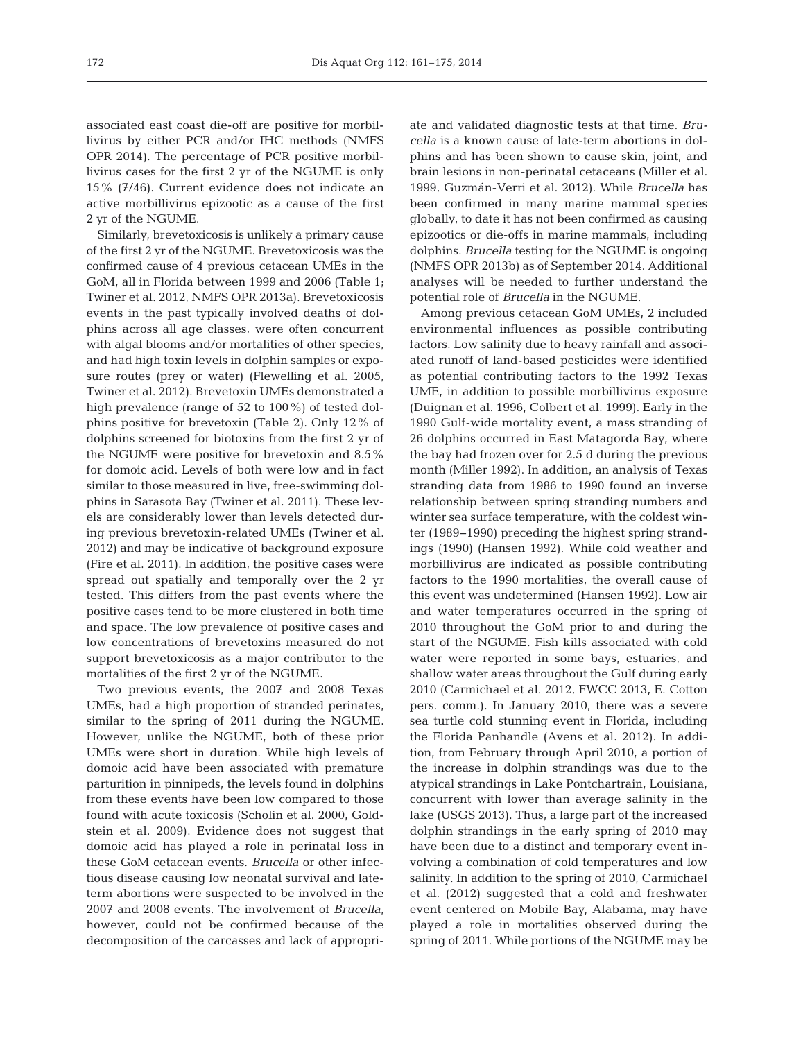associated east coast die-off are positive for morbillivirus by either PCR and/or IHC methods (NMFS OPR 2014). The percentage of PCR positive morbillivirus cases for the first 2 yr of the NGUME is only 15% (7/46). Current evidence does not indicate an active morbillivirus epizootic as a cause of the first 2 yr of the NGUME.

Similarly, brevetoxicosis is unlikely a primary cause of the first 2 yr of the NGUME. Brevetoxicosis was the confirmed cause of 4 previous cetacean UMEs in the GoM, all in Florida between 1999 and 2006 (Table 1; Twiner et al. 2012, NMFS OPR 2013a). Brevetoxicosis events in the past typically involved deaths of dolphins across all age classes, were often concurrent with algal blooms and/or mortalities of other species, and had high toxin levels in dolphin samples or exposure routes (prey or water) (Flewelling et al. 2005, Twiner et al. 2012). Brevetoxin UMEs demonstrated a high prevalence (range of 52 to 100%) of tested dolphins positive for brevetoxin (Table 2). Only 12% of dolphins screened for biotoxins from the first 2 yr of the NGUME were positive for brevetoxin and 8.5% for domoic acid. Levels of both were low and in fact similar to those measured in live, free-swimming dolphins in Sarasota Bay (Twiner et al. 2011). These levels are considerably lower than levels detected during previous brevetoxin-related UMEs (Twiner et al. 2012) and may be indicative of background exposure (Fire et al. 2011). In addition, the positive cases were spread out spatially and temporally over the 2 yr tested. This differs from the past events where the positive cases tend to be more clustered in both time and space. The low prevalence of positive cases and low concentrations of brevetoxins measured do not support brevetoxicosis as a major contributor to the mortalities of the first 2 yr of the NGUME.

Two previous events, the 2007 and 2008 Texas UMEs, had a high proportion of stranded perinates, similar to the spring of 2011 during the NGUME. However, unlike the NGUME, both of these prior UMEs were short in duration. While high levels of domoic acid have been associated with premature parturition in pinnipeds, the levels found in dolphins from these events have been low compared to those found with acute toxicosis (Scholin et al. 2000, Goldstein et al. 2009). Evidence does not suggest that domoic acid has played a role in perinatal loss in these GoM cetacean events. *Brucella* or other infectious disease causing low neonatal survival and late-term abortions were suspected to be involved in the 2007 and 2008 events. The involvement of *Brucella*, however, could not be confirmed because of the decomposition of the carcasses and lack of appropriate and validated diagnostic tests at that time. *Brucella* is a known cause of late-term abortions in dolphins and has been shown to cause skin, joint, and brain lesions in non-perinatal cetaceans (Miller et al. 1999, Guzmán-Verri et al. 2012). While *Brucella* has been confirmed in many marine mammal species globally, to date it has not been confirmed as causing epizootics or die-offs in marine mammals, including dolphins. *Brucella* testing for the NGUME is ongoing (NMFS OPR 2013b) as of September 2014. Additional analyses will be needed to further understand the potential role of *Brucella* in the NGUME.

Among previous cetacean GoM UMEs, 2 included environmental influences as possible contributing factors. Low salinity due to heavy rainfall and associated runoff of land-based pesticides were identified as potential contributing factors to the 1992 Texas UME, in addition to possible morbillivirus exposure (Duignan et al. 1996, Colbert et al. 1999). Early in the 1990 Gulf-wide mortality event, a mass stranding of 26 dolphins occurred in East Matagorda Bay, where the bay had frozen over for 2.5 d during the previous month (Miller 1992). In addition, an analysis of Texas stranding data from 1986 to 1990 found an inverse relationship between spring stranding numbers and winter sea surface temperature, with the coldest winter (1989–1990) preceding the highest spring strandings (1990) (Hansen 1992). While cold weather and morbillivirus are indicated as possible contributing factors to the 1990 mortalities, the overall cause of this event was undetermined (Hansen 1992). Low air and water temperatures occurred in the spring of 2010 throughout the GoM prior to and during the start of the NGUME. Fish kills associated with cold water were reported in some bays, estuaries, and shallow water areas throughout the Gulf during early 2010 (Carmichael et al. 2012, FWCC 2013, E. Cotton pers. comm.). In January 2010, there was a severe sea turtle cold stunning event in Florida, including the Florida Panhandle (Avens et al. 2012). In addition, from February through April 2010, a portion of the increase in dolphin strandings was due to the atypical strandings in Lake Pontchartrain, Louisiana, concurrent with lower than average salinity in the lake (USGS 2013). Thus, a large part of the increased dolphin strandings in the early spring of 2010 may have been due to a distinct and temporary event involving a combination of cold temperatures and low salinity. In addition to the spring of 2010, Carmichael et al. (2012) suggested that a cold and freshwater event centered on Mobile Bay, Alabama, may have played a role in mortalities observed during the spring of 2011. While portions of the NGUME may be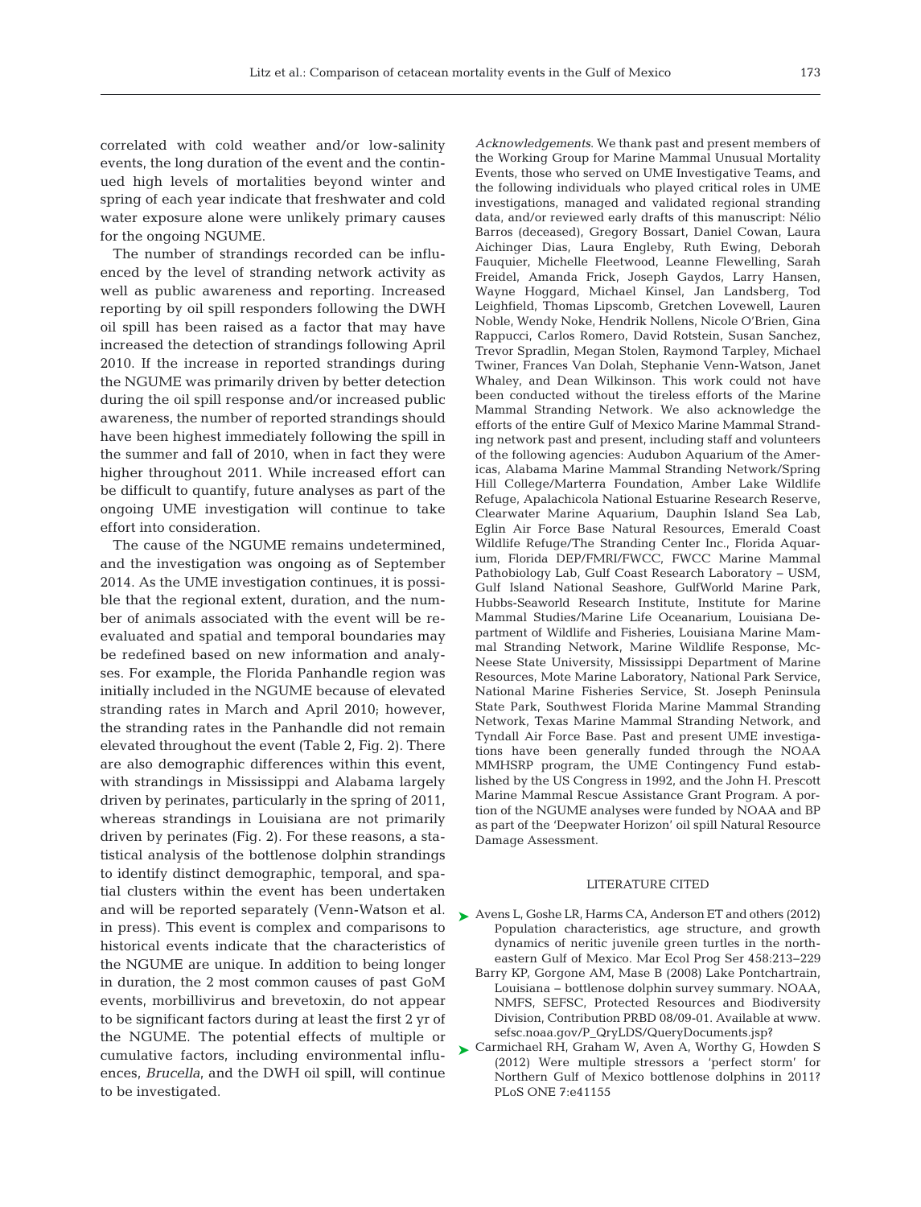correlated with cold weather and/or low-salinity events, the long duration of the event and the continued high levels of mortalities beyond winter and spring of each year indicate that freshwater and cold water exposure alone were unlikely primary causes for the ongoing NGUME.

The number of strandings recorded can be influenced by the level of stranding network activity as well as public awareness and reporting. Increased reporting by oil spill responders following the DWH oil spill has been raised as a factor that may have increased the detection of strandings following April 2010. If the increase in reported strandings during the NGUME was primarily driven by better detection during the oil spill response and/or increased public awareness, the number of reported strandings should have been highest immediately following the spill in the summer and fall of 2010, when in fact they were higher throughout 2011. While increased effort can be difficult to quantify, future analyses as part of the ongoing UME investigation will continue to take effort into consideration.

The cause of the NGUME remains undetermined, and the investigation was ongoing as of September 2014. As the UME investigation continues, it is possible that the regional extent, duration, and the number of animals associated with the event will be re-evaluated and spatial and temporal boundaries may be redefined based on new information and analyses. For example, the Florida Panhandle region was initially included in the NGUME because of elevated stranding rates in March and April 2010; however, the stranding rates in the Panhandle did not remain elevated throughout the event (Table 2, Fig. 2). There are also demographic differences within this event, with strandings in Mississippi and Alabama largely driven by perinates, particularly in the spring of 2011, whereas strandings in Louisiana are not primarily driven by perinates (Fig. 2). For these reasons, a statistical analysis of the bottlenose dolphin strandings to identify distinct demographic, temporal, and spatial clusters within the event has been undertaken and will be reported separately (Venn-Watson et al. in press). This event is complex and comparisons to historical events indicate that the characteristics of the NGUME are unique. In addition to being longer in duration, the 2 most common causes of past GoM events, morbillivirus and brevetoxin, do not appear to be significant factors during at least the first 2 yr of the NGUME. The potential effects of multiple or cumulative factors, including environmental influences, *Brucella*, and the DWH oil spill, will continue to be investigated.

*Acknowledgements.* We thank past and present members of the Working Group for Marine Mammal Unusual Mortality Events, those who served on UME Investigative Teams, and the following individuals who played critical roles in UME investigations, managed and validated regional stranding data, and/or reviewed early drafts of this manuscript: Nélio Barros (deceased), Gregory Bossart, Daniel Cowan, Laura Aichinger Dias, Laura Engleby, Ruth Ewing, Deborah Fauquier, Michelle Fleetwood, Leanne Flewelling, Sarah Freidel, Amanda Frick, Joseph Gaydos, Larry Hansen, Wayne Hoggard, Michael Kinsel, Jan Landsberg, Tod Leighfield, Thomas Lipscomb, Gretchen Lovewell, Lauren Noble, Wendy Noke, Hendrik Nollens, Nicole O'Brien, Gina Rappucci, Carlos Romero, David Rotstein, Susan Sanchez, Trevor Spradlin, Megan Stolen, Raymond Tarpley, Michael Twiner, Frances Van Dolah, Stephanie Venn-Watson, Janet Whaley, and Dean Wilkinson. This work could not have been conducted without the tireless efforts of the Marine Mammal Stranding Network. We also acknowledge the efforts of the entire Gulf of Mexico Marine Mammal Stranding network past and present, including staff and volunteers of the following agencies: Audubon Aquarium of the Americas, Alabama Marine Mammal Stranding Network/Spring Hill College/Marterra Foundation, Amber Lake Wildlife Refuge, Apalachicola National Estuarine Research Reserve, Clearwater Marine Aquarium, Dauphin Island Sea Lab, Eglin Air Force Base Natural Resources, Emerald Coast Wildlife Refuge/The Stranding Center Inc., Florida Aquarium, Florida DEP/FMRI/FWCC, FWCC Marine Mammal Pathobiology Lab, Gulf Coast Research Laboratory – USM, Gulf Island National Seashore, GulfWorld Marine Park, Hubbs-Seaworld Research Institute, Institute for Marine Mammal Studies/Marine Life Oceanarium, Louisiana Department of Wildlife and Fisheries, Louisiana Marine Mammal Stranding Network, Marine Wildlife Response, McNeese State University, Mississippi Department of Marine Resources, Mote Marine Laboratory, National Park Service, National Marine Fisheries Service, St. Joseph Peninsula State Park, Southwest Florida Marine Mammal Stranding Network, Texas Marine Mammal Stranding Network, and Tyndall Air Force Base. Past and present UME investigations have been generally funded through the NOAA MMHSRP program, the UME Contingency Fund established by the US Congress in 1992, and the John H. Prescott Marine Mammal Rescue Assistance Grant Program. A portion of the NGUME analyses were funded by NOAA and BP as part of the 'Deepwater Horizon' oil spill Natural Resource Damage Assessment.

## LITERATURE CITED

- Avens L, Goshe LR, Harms CA, Anderson ET and others (2012) Population characteristics, age structure, and growth dynamics of neritic juvenile green turtles in the northeastern Gulf of Mexico. Mar Ecol Prog Ser 458:213–229
- Barry KP, Gorgone AM, Mase B (2008) Lake Pontchartrain, Louisiana – bottlenose dolphin survey summary. NOAA, NMFS, SEFSC, Protected Resources and Biodiversity Division, Contribution PRBD 08/09-01. Available at www.sefsc.noaa.gov/P_QryLDS/QueryDocuments.jsp?
- Carmichael RH, Graham W, Aven A, Worthy G, Howden S (2012) Were multiple stressors a 'perfect storm' for Northern Gulf of Mexico bottlenose dolphins in 2011? PLoS ONE 7:e41155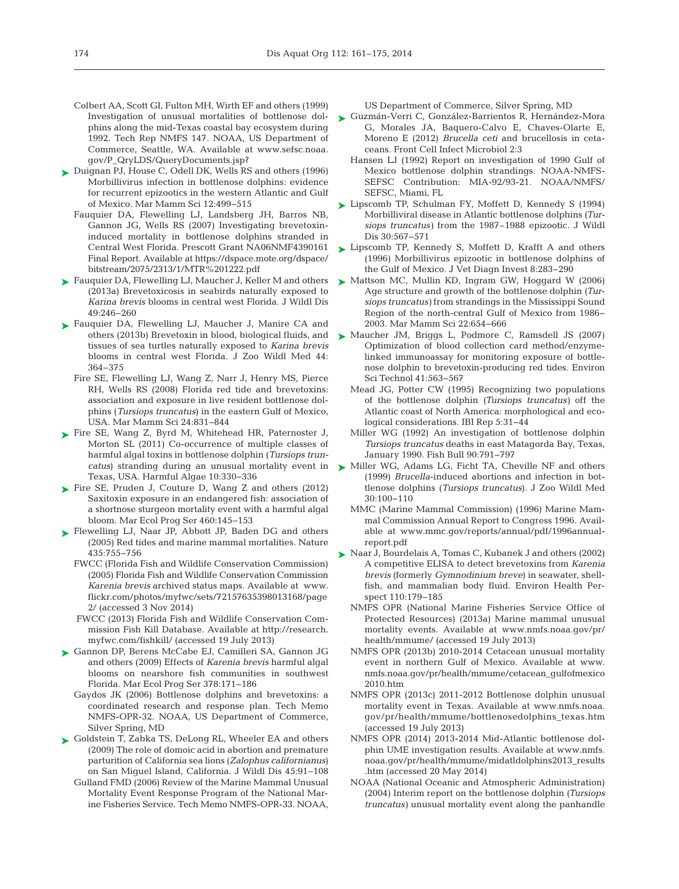Colbert AA, Scott GI, Fulton MH, Wirth EF and others (1999) Investigation of unusual mortalities of bottlenose dolphins along the mid-Texas coastal bay ecosystem during 1992. Tech Rep NMFS 147. NOAA, US Department of Commerce, Seattle, WA. Available at www.sefsc.noaa.gov/P_QryLDS/QueryDocuments.jsp?

Duignan PJ, House C, Odell DK, Wells RS and others (1996) Morbillivirus infection in bottlenose dolphins: evidence for recurrent epizootics in the western Atlantic and Gulf of Mexico. Mar Mamm Sci 12:499–515

Fauquier DA, Flewelling LJ, Landsberg JH, Barros NB, Gannon JG, Wells RS (2007) Investigating brevetoxin-induced mortality in bottlenose dolphins stranded in Central West Florida. Prescott Grant NA06NMF4390161 Final Report. Available at https://dspace.mote.org/dspace/bitstream/2075/2313/1/MTR%201222.pdf

Fauquier DA, Flewelling LJ, Maucher J, Keller M and others (2013a) Brevetoxicosis in seabirds naturally exposed to *Karina brevis* blooms in central west Florida. J Wildl Dis 49:246–260

Fauquier DA, Flewelling LJ, Maucher J, Manire CA and others (2013b) Brevetoxin in blood, biological fluids, and tissues of sea turtles naturally exposed to *Karina brevis* blooms in central west Florida. J Zoo Wildl Med 44: 364–375

Fire SE, Flewelling LJ, Wang Z, Narr J, Henry MS, Pierce RH, Wells RS (2008) Florida red tide and brevetoxins: association and exposure in live resident bottlenose dolphins (*Tursiops truncatus*) in the eastern Gulf of Mexico, USA. Mar Mamm Sci 24:831–844

Fire SE, Wang Z, Byrd M, Whitehead HR, Paternoster J, Morton SL (2011) Co-occurrence of multiple classes of harmful algal toxins in bottlenose dolphin (*Tursiops truncatus*) stranding during an unusual mortality event in Texas, USA. Harmful Algae 10:330–336

Fire SE, Pruden J, Couture D, Wang Z and others (2012) Saxitoxin exposure in an endangered fish: association of a shortnose sturgeon mortality event with a harmful algal bloom. Mar Ecol Prog Ser 460:145–153

Flewelling LJ, Naar JP, Abbott JP, Baden DG and others (2005) Red tides and marine mammal mortalities. Nature 435:755–756

FWCC (Florida Fish and Wildlife Conservation Commission) (2005) Florida Fish and Wildlife Conservation Commission *Karenia brevis* archived status maps. Available at www.flickr.com/photos/myfwc/sets/72157635398013168/page2/ (accessed 3 Nov 2014)

FWCC (2013) Florida Fish and Wildlife Conservation Commission Fish Kill Database. Available at http://research.myfwc.com/fishkill/ (accessed 19 July 2013)

Gannon DP, Berens McCabe EJ, Camilleri SA, Gannon JG and others (2009) Effects of *Karenia brevis* harmful algal blooms on nearshore fish communities in southwest Florida. Mar Ecol Prog Ser 378:171–186

Gaydos JK (2006) Bottlenose dolphins and brevetoxins: a coordinated research and response plan. Tech Memo NMFS-OPR-32. NOAA, US Department of Commerce, Silver Spring, MD

Goldstein T, Zabka TS, DeLong RL, Wheeler EA and others (2009) The role of domoic acid in abortion and premature parturition of California sea lions (*Zalophus californianus*) on San Miguel Island, California. J Wildl Dis 45:91–108

Gulland FMD (2006) Review of the Marine Mammal Unusual Mortality Event Response Program of the National Marine Fisheries Service. Tech Memo NMFS-OPR-33. NOAA, US Department of Commerce, Silver Spring, MD

Guzmán-Verri C, González-Barrientos R, Hernández-Mora G, Morales JA, Baquero-Calvo E, Chaves-Olarte E, Moreno E (2012) *Brucella ceti* and brucellosis in cetaceans. Front Cell Infect Microbiol 2:3

Hansen LJ (1992) Report on investigation of 1990 Gulf of Mexico bottlenose dolphin strandings. NOAA-NMFS-SEFSC Contribution: MIA-92/93-21. NOAA/NMFS/SEFSC, Miami, FL

Lipscomb TP, Schulman FY, Moffett D, Kennedy S (1994) Morbilliviral disease in Atlantic bottlenose dolphins (*Tursiops truncatus*) from the 1987–1988 epizootic. J Wildl Dis 30:567–571

Lipscomb TP, Kennedy S, Moffett D, Krafft A and others (1996) Morbillivirus epizootic in bottlenose dolphins of the Gulf of Mexico. J Vet Diagn Invest 8:283–290

Mattson MC, Mullin KD, Ingram GW, Hoggard W (2006) Age structure and growth of the bottlenose dolphin (*Tursiops truncatus*) from strandings in the Mississippi Sound Region of the north-central Gulf of Mexico from 1986–2003. Mar Mamm Sci 22:654–666

Maucher JM, Briggs L, Podmore C, Ramsdell JS (2007) Optimization of blood collection card method/enzyme-linked immunoassay for monitoring exposure of bottlenose dolphin to brevetoxin-producing red tides. Environ Sci Technol 41:563–567

Mead JG, Potter CW (1995) Recognizing two populations of the bottlenose dolphin (*Tursiops truncatus*) off the Atlantic coast of North America: morphological and ecological considerations. IBI Rep 5:31–44

Miller WG (1992) An investigation of bottlenose dolphin *Tursiops truncatus* deaths in east Matagorda Bay, Texas, January 1990. Fish Bull 90:791–797

Miller WG, Adams LG, Ficht TA, Cheville NF and others (1999) *Brucella*-induced abortions and infection in bottlenose dolphins (*Tursiops truncatus*). J Zoo Wildl Med 30:100–110

MMC (Marine Mammal Commission) (1996) Marine Mammal Commission Annual Report to Congress 1996. Available at www.mmc.gov/reports/annual/pdf/1996annualreport.pdf

Naar J, Bourdelais A, Tomas C, Kubanek J and others (2002) A competitive ELISA to detect brevetoxins from *Karenia brevis* (formerly *Gymnodinium breve*) in seawater, shellfish, and mammalian body fluid. Environ Health Perspect 110:179–185

NMFS OPR (National Marine Fisheries Service Office of Protected Resources) (2013a) Marine mammal unusual mortality events. Available at www.nmfs.noaa.gov/pr/health/mmume/ (accessed 19 July 2013)

NMFS OPR (2013b) 2010-2014 Cetacean unusual mortality event in northern Gulf of Mexico. Available at www.nmfs.noaa.gov/pr/health/mmume/cetacean_gulfofmexico2010.htm

NMFS OPR (2013c) 2011-2012 Bottlenose dolphin unusual mortality event in Texas. Available at www.nmfs.noaa.gov/pr/health/mmume/bottlenosedolphins_texas.htm (accessed 19 July 2013)

NMFS OPR (2014) 2013-2014 Mid-Atlantic bottlenose dolphin UME investigation results. Available at www.nmfs.noaa.gov/pr/health/mmume/midatldolphins2013_results.htm (accessed 20 May 2014)

NOAA (National Oceanic and Atmospheric Administration) (2004) Interim report on the bottlenose dolphin (*Tursiops truncatus*) unusual mortality event along the panhandle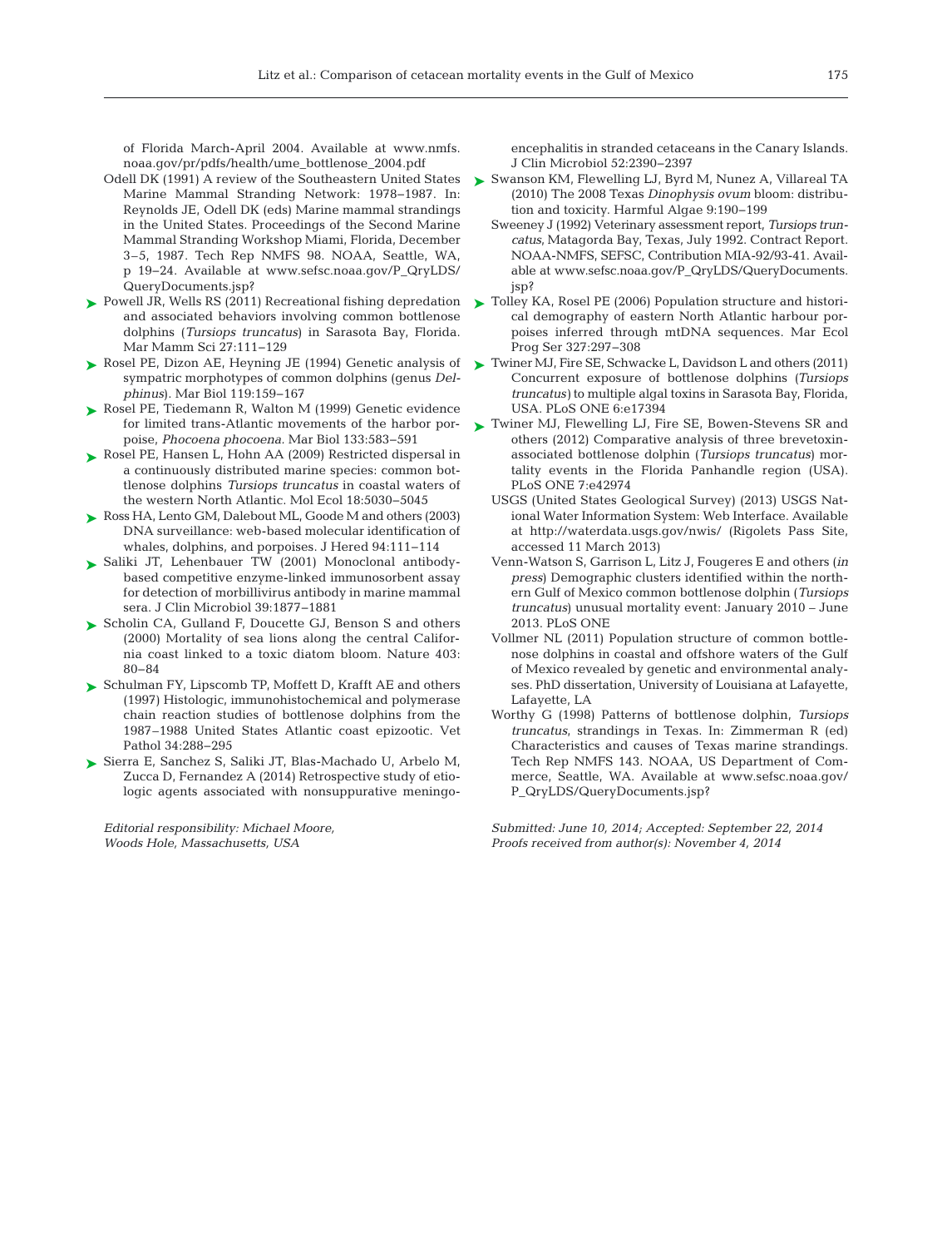of Florida March-April 2004. Available at www.nmfs.noaa.gov/pr/pdfs/health/ume_bottlenose_2004.pdf

Odell DK (1991) A review of the Southeastern United States Marine Mammal Stranding Network: 1978–1987. In: Reynolds JE, Odell DK (eds) Marine mammal strandings in the United States. Proceedings of the Second Marine Mammal Stranding Workshop Miami, Florida, December 3–5, 1987. Tech Rep NMFS 98. NOAA, Seattle, WA, p 19–24. Available at www.sefsc.noaa.gov/P_QryLDS/QueryDocuments.jsp?

Powell JR, Wells RS (2011) Recreational fishing depredation and associated behaviors involving common bottlenose dolphins (*Tursiops truncatus*) in Sarasota Bay, Florida. Mar Mamm Sci 27:111–129

Rosel PE, Dizon AE, Heyning JE (1994) Genetic analysis of sympatric morphotypes of common dolphins (genus *Delphinus*). Mar Biol 119:159–167

Rosel PE, Tiedemann R, Walton M (1999) Genetic evidence for limited trans-Atlantic movements of the harbor porpoise, *Phocoena phocoena*. Mar Biol 133:583–591

Rosel PE, Hansen L, Hohn AA (2009) Restricted dispersal in a continuously distributed marine species: common bottlenose dolphins *Tursiops truncatus* in coastal waters of the western North Atlantic. Mol Ecol 18:5030–5045

Ross HA, Lento GM, Dalebout ML, Goode M and others (2003) DNA surveillance: web-based molecular identification of whales, dolphins, and porpoises. J Hered 94:111–114

Saliki JT, Lehenbauer TW (2001) Monoclonal antibody-based competitive enzyme-linked immunosorbent assay for detection of morbillivirus antibody in marine mammal sera. J Clin Microbiol 39:1877–1881

Scholin CA, Gulland F, Doucette GJ, Benson S and others (2000) Mortality of sea lions along the central California coast linked to a toxic diatom bloom. Nature 403:80–84

Schulman FY, Lipscomb TP, Moffett D, Krafft AE and others (1997) Histologic, immunohistochemical and polymerase chain reaction studies of bottlenose dolphins from the 1987–1988 United States Atlantic coast epizootic. Vet Pathol 34:288–295

Sierra E, Sanchez S, Saliki JT, Blas-Machado U, Arbelo M, Zucca D, Fernandez A (2014) Retrospective study of etiologic agents associated with nonsuppurative meningoencephalitis in stranded cetaceans in the Canary Islands. J Clin Microbiol 52:2390–2397

Swanson KM, Flewelling LJ, Byrd M, Nunez A, Villareal TA (2010) The 2008 Texas *Dinophysis ovum* bloom: distribution and toxicity. Harmful Algae 9:190–199

Sweeney J (1992) Veterinary assessment report, *Tursiops truncatus*, Matagorda Bay, Texas, July 1992. Contract Report. NOAA-NMFS, SEFSC, Contribution MIA-92/93-41. Available at www.sefsc.noaa.gov/P_QryLDS/QueryDocuments.jsp?

Tolley KA, Rosel PE (2006) Population structure and historical demography of eastern North Atlantic harbour porpoises inferred through mtDNA sequences. Mar Ecol Prog Ser 327:297–308

Twiner MJ, Fire SE, Schwacke L, Davidson L and others (2011) Concurrent exposure of bottlenose dolphins (*Tursiops truncatus*) to multiple algal toxins in Sarasota Bay, Florida, USA. PLoS ONE 6:e17394

Twiner MJ, Flewelling LJ, Fire SE, Bowen-Stevens SR and others (2012) Comparative analysis of three brevetoxin-associated bottlenose dolphin (*Tursiops truncatus*) mortality events in the Florida Panhandle region (USA). PLoS ONE 7:e42974

USGS (United States Geological Survey) (2013) USGS National Water Information System: Web Interface. Available at http://waterdata.usgs.gov/nwis/ (Rigolets Pass Site, accessed 11 March 2013)

Venn-Watson S, Garrison L, Litz J, Fougeres E and others (*in press*) Demographic clusters identified within the northern Gulf of Mexico common bottlenose dolphin (*Tursiops truncatus*) unusual mortality event: January 2010 – June 2013. PLoS ONE

Vollmer NL (2011) Population structure of common bottlenose dolphins in coastal and offshore waters of the Gulf of Mexico revealed by genetic and environmental analyses. PhD dissertation, University of Louisiana at Lafayette, Lafayette, LA

Worthy G (1998) Patterns of bottlenose dolphin, *Tursiops truncatus*, strandings in Texas. In: Zimmerman R (ed) Characteristics and causes of Texas marine strandings. Tech Rep NMFS 143. NOAA, US Department of Commerce, Seattle, WA. Available at www.sefsc.noaa.gov/P_QryLDS/QueryDocuments.jsp?

*Editorial responsibility: Michael Moore, Woods Hole, Massachusetts, USA*

*Submitted: June 10, 2014; Accepted: September 22, 2014*
*Proofs received from author(s): November 4, 2014*